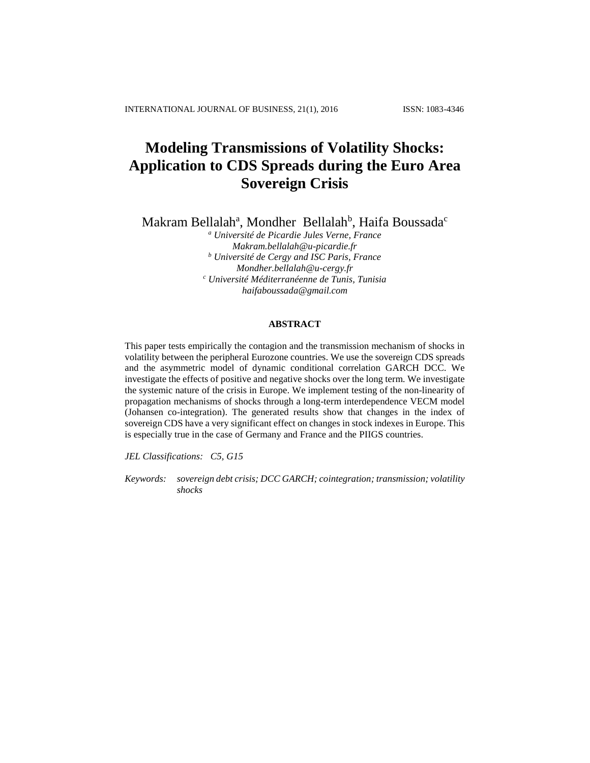# Modeling Transmissions of Volatility Shocks: Application to CDS Spreads during the Euro Area Sovereign Crisis

Makram Bellalah[a], Mondher Bellalah[b], Haifa Boussada[c]

*[a] Université de Picardie Jules Verne, France*
*Makram.bellalah@u-picardie.fr*
*[b] Université de Cergy and ISC Paris, France*
*Mondher.bellalah@u-cergy.fr*
*[c] Université Méditerranéenne de Tunis, Tunisia*
*haifaboussada@gmail.com*

## ABSTRACT

This paper tests empirically the contagion and the transmission mechanism of shocks in volatility between the peripheral Eurozone countries. We use the sovereign CDS spreads and the asymmetric model of dynamic conditional correlation GARCH DCC. We investigate the effects of positive and negative shocks over the long term. We investigate the systemic nature of the crisis in Europe. We implement testing of the non-linearity of propagation mechanisms of shocks through a long-term interdependence VECM model (Johansen co-integration). The generated results show that changes in the index of sovereign CDS have a very significant effect on changes in stock indexes in Europe. This is especially true in the case of Germany and France and the PIIGS countries.

*JEL Classifications:* *C5, G15*

*Keywords:* *sovereign debt crisis; DCC GARCH; cointegration; transmission; volatility shocks*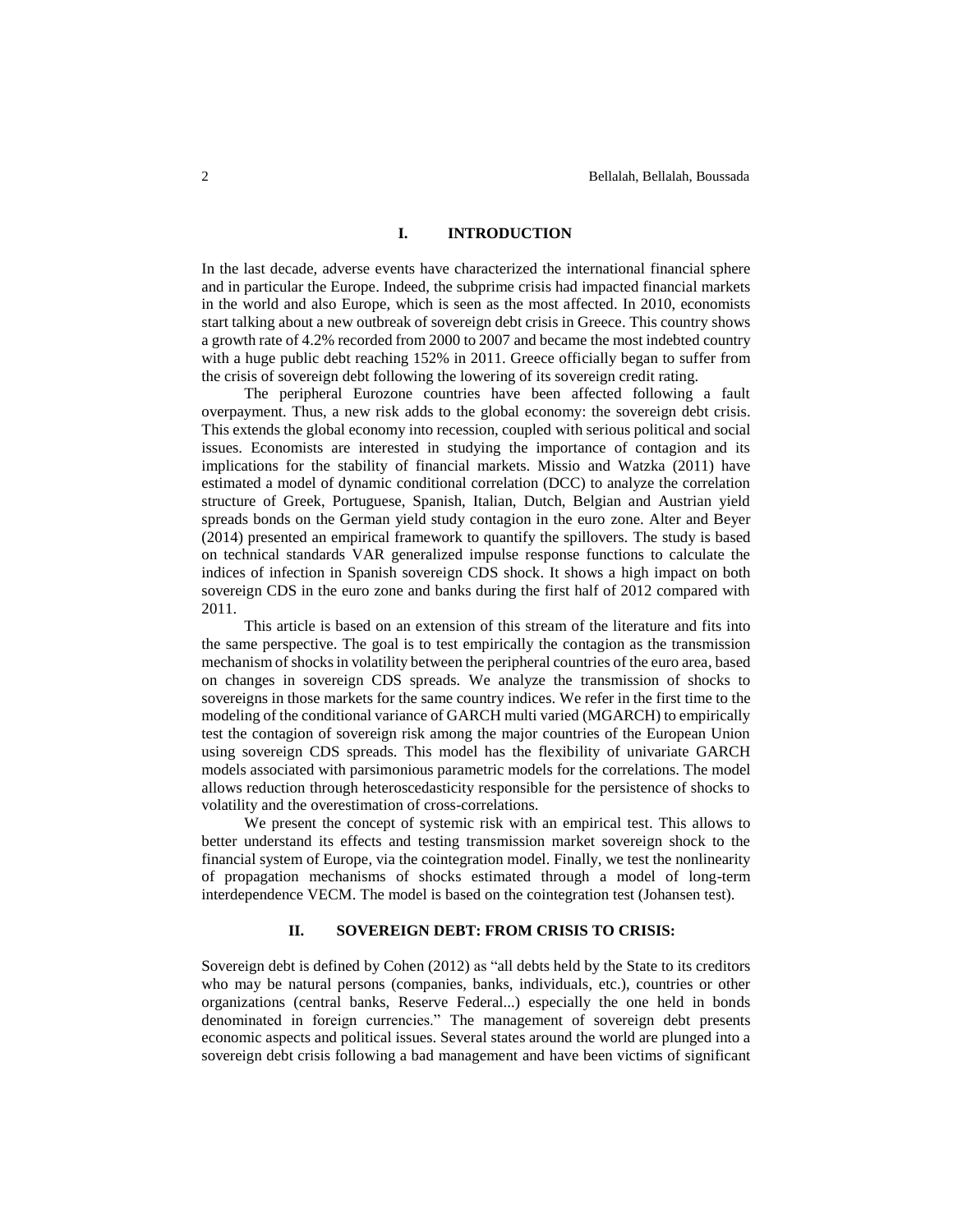## I. INTRODUCTION

In the last decade, adverse events have characterized the international financial sphere and in particular the Europe. Indeed, the subprime crisis had impacted financial markets in the world and also Europe, which is seen as the most affected. In 2010, economists start talking about a new outbreak of sovereign debt crisis in Greece. This country shows a growth rate of 4.2% recorded from 2000 to 2007 and became the most indebted country with a huge public debt reaching 152% in 2011. Greece officially began to suffer from the crisis of sovereign debt following the lowering of its sovereign credit rating.

The peripheral Eurozone countries have been affected following a fault overpayment. Thus, a new risk adds to the global economy: the sovereign debt crisis. This extends the global economy into recession, coupled with serious political and social issues. Economists are interested in studying the importance of contagion and its implications for the stability of financial markets. Missio and Watzka (2011) have estimated a model of dynamic conditional correlation (DCC) to analyze the correlation structure of Greek, Portuguese, Spanish, Italian, Dutch, Belgian and Austrian yield spreads bonds on the German yield study contagion in the euro zone. Alter and Beyer (2014) presented an empirical framework to quantify the spillovers. The study is based on technical standards VAR generalized impulse response functions to calculate the indices of infection in Spanish sovereign CDS shock. It shows a high impact on both sovereign CDS in the euro zone and banks during the first half of 2012 compared with 2011.

This article is based on an extension of this stream of the literature and fits into the same perspective. The goal is to test empirically the contagion as the transmission mechanism of shocks in volatility between the peripheral countries of the euro area, based on changes in sovereign CDS spreads. We analyze the transmission of shocks to sovereigns in those markets for the same country indices. We refer in the first time to the modeling of the conditional variance of GARCH multi varied (MGARCH) to empirically test the contagion of sovereign risk among the major countries of the European Union using sovereign CDS spreads. This model has the flexibility of univariate GARCH models associated with parsimonious parametric models for the correlations. The model allows reduction through heteroscedasticity responsible for the persistence of shocks to volatility and the overestimation of cross-correlations.

We present the concept of systemic risk with an empirical test. This allows to better understand its effects and testing transmission market sovereign shock to the financial system of Europe, via the cointegration model. Finally, we test the nonlinearity of propagation mechanisms of shocks estimated through a model of long-term interdependence VECM. The model is based on the cointegration test (Johansen test).

## II. SOVEREIGN DEBT: FROM CRISIS TO CRISIS:

Sovereign debt is defined by Cohen (2012) as "all debts held by the State to its creditors who may be natural persons (companies, banks, individuals, etc.), countries or other organizations (central banks, Reserve Federal...) especially the one held in bonds denominated in foreign currencies." The management of sovereign debt presents economic aspects and political issues. Several states around the world are plunged into a sovereign debt crisis following a bad management and have been victims of significant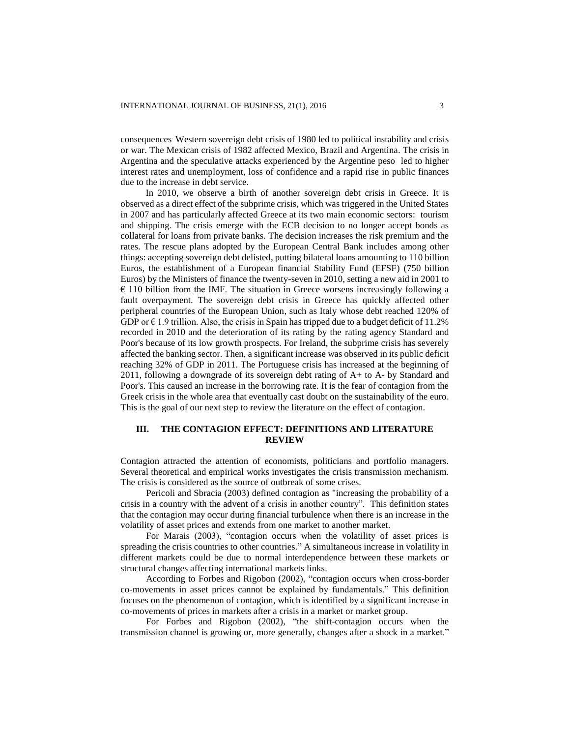consequences. Western sovereign debt crisis of 1980 led to political instability and crisis or war. The Mexican crisis of 1982 affected Mexico, Brazil and Argentina. The crisis in Argentina and the speculative attacks experienced by the Argentine peso led to higher interest rates and unemployment, loss of confidence and a rapid rise in public finances due to the increase in debt service.

In 2010, we observe a birth of another sovereign debt crisis in Greece. It is observed as a direct effect of the subprime crisis, which was triggered in the United States in 2007 and has particularly affected Greece at its two main economic sectors: tourism and shipping. The crisis emerge with the ECB decision to no longer accept bonds as collateral for loans from private banks. The decision increases the risk premium and the rates. The rescue plans adopted by the European Central Bank includes among other things: accepting sovereign debt delisted, putting bilateral loans amounting to 110 billion Euros, the establishment of a European financial Stability Fund (EFSF) (750 billion Euros) by the Ministers of finance the twenty-seven in 2010, setting a new aid in 2001 to € 110 billion from the IMF. The situation in Greece worsens increasingly following a fault overpayment. The sovereign debt crisis in Greece has quickly affected other peripheral countries of the European Union, such as Italy whose debt reached 120% of GDP or € 1.9 trillion. Also, the crisis in Spain has tripped due to a budget deficit of 11.2% recorded in 2010 and the deterioration of its rating by the rating agency Standard and Poor's because of its low growth prospects. For Ireland, the subprime crisis has severely affected the banking sector. Then, a significant increase was observed in its public deficit reaching 32% of GDP in 2011. The Portuguese crisis has increased at the beginning of 2011, following a downgrade of its sovereign debt rating of A+ to A- by Standard and Poor's. This caused an increase in the borrowing rate. It is the fear of contagion from the Greek crisis in the whole area that eventually cast doubt on the sustainability of the euro. This is the goal of our next step to review the literature on the effect of contagion.

## III. THE CONTAGION EFFECT: DEFINITIONS AND LITERATURE REVIEW

Contagion attracted the attention of economists, politicians and portfolio managers. Several theoretical and empirical works investigates the crisis transmission mechanism. The crisis is considered as the source of outbreak of some crises.

Pericoli and Sbracia (2003) defined contagion as "increasing the probability of a crisis in a country with the advent of a crisis in another country". This definition states that the contagion may occur during financial turbulence when there is an increase in the volatility of asset prices and extends from one market to another market.

For Marais (2003), "contagion occurs when the volatility of asset prices is spreading the crisis countries to other countries." A simultaneous increase in volatility in different markets could be due to normal interdependence between these markets or structural changes affecting international markets links.

According to Forbes and Rigobon (2002), "contagion occurs when cross-border co-movements in asset prices cannot be explained by fundamentals." This definition focuses on the phenomenon of contagion, which is identified by a significant increase in co-movements of prices in markets after a crisis in a market or market group.

For Forbes and Rigobon (2002), "the shift-contagion occurs when the transmission channel is growing or, more generally, changes after a shock in a market."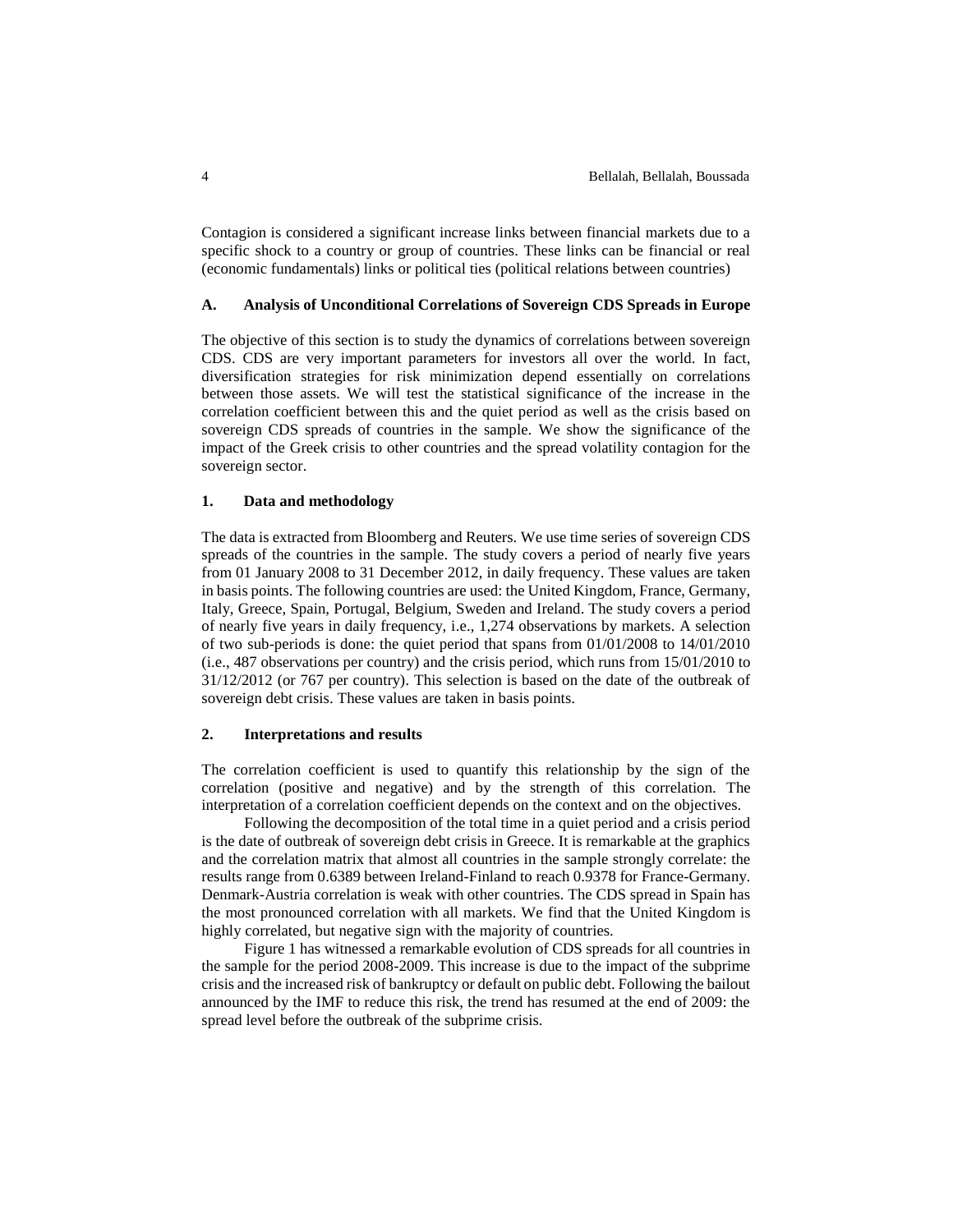Contagion is considered a significant increase links between financial markets due to a specific shock to a country or group of countries. These links can be financial or real (economic fundamentals) links or political ties (political relations between countries)

### A. Analysis of Unconditional Correlations of Sovereign CDS Spreads in Europe

The objective of this section is to study the dynamics of correlations between sovereign CDS. CDS are very important parameters for investors all over the world. In fact, diversification strategies for risk minimization depend essentially on correlations between those assets. We will test the statistical significance of the increase in the correlation coefficient between this and the quiet period as well as the crisis based on sovereign CDS spreads of countries in the sample. We show the significance of the impact of the Greek crisis to other countries and the spread volatility contagion for the sovereign sector.

#### 1. Data and methodology

The data is extracted from Bloomberg and Reuters. We use time series of sovereign CDS spreads of the countries in the sample. The study covers a period of nearly five years from 01 January 2008 to 31 December 2012, in daily frequency. These values are taken in basis points. The following countries are used: the United Kingdom, France, Germany, Italy, Greece, Spain, Portugal, Belgium, Sweden and Ireland. The study covers a period of nearly five years in daily frequency, i.e., 1,274 observations by markets. A selection of two sub-periods is done: the quiet period that spans from 01/01/2008 to 14/01/2010 (i.e., 487 observations per country) and the crisis period, which runs from 15/01/2010 to 31/12/2012 (or 767 per country). This selection is based on the date of the outbreak of sovereign debt crisis. These values are taken in basis points.

#### 2. Interpretations and results

The correlation coefficient is used to quantify this relationship by the sign of the correlation (positive and negative) and by the strength of this correlation. The interpretation of a correlation coefficient depends on the context and on the objectives.

Following the decomposition of the total time in a quiet period and a crisis period is the date of outbreak of sovereign debt crisis in Greece. It is remarkable at the graphics and the correlation matrix that almost all countries in the sample strongly correlate: the results range from 0.6389 between Ireland-Finland to reach 0.9378 for France-Germany. Denmark-Austria correlation is weak with other countries. The CDS spread in Spain has the most pronounced correlation with all markets. We find that the United Kingdom is highly correlated, but negative sign with the majority of countries.

Figure 1 has witnessed a remarkable evolution of CDS spreads for all countries in the sample for the period 2008-2009. This increase is due to the impact of the subprime crisis and the increased risk of bankruptcy or default on public debt. Following the bailout announced by the IMF to reduce this risk, the trend has resumed at the end of 2009: the spread level before the outbreak of the subprime crisis.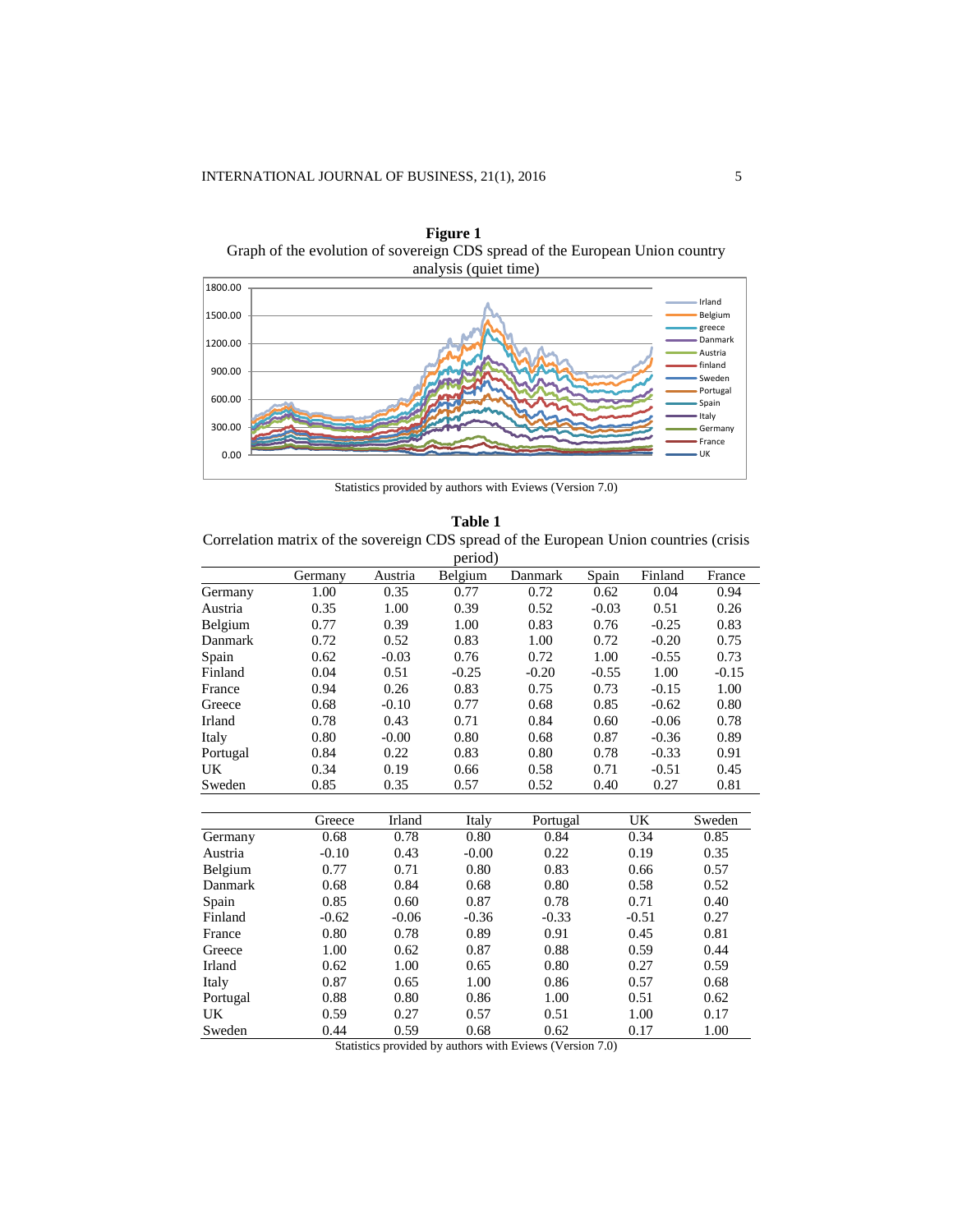**Figure 1**
Graph of the evolution of sovereign CDS spread of the European Union country analysis (quiet time)

Statistics provided by authors with Eviews (Version 7.0)

**Table 1**
Correlation matrix of the sovereign CDS spread of the European Union countries (crisis period)

| | Germany | Austria | Belgium | Danmark | Spain | Finland | France |
|---|---|---|---|---|---|---|---|
| Germany | 1.00 | 0.35 | 0.77 | 0.72 | 0.62 | 0.04 | 0.94 |
| Austria | 0.35 | 1.00 | 0.39 | 0.52 | -0.03 | 0.51 | 0.26 |
| Belgium | 0.77 | 0.39 | 1.00 | 0.83 | 0.76 | -0.25 | 0.83 |
| Danmark | 0.72 | 0.52 | 0.83 | 1.00 | 0.72 | -0.20 | 0.75 |
| Spain | 0.62 | -0.03 | 0.76 | 0.72 | 1.00 | -0.55 | 0.73 |
| Finland | 0.04 | 0.51 | -0.25 | -0.20 | -0.55 | 1.00 | -0.15 |
| France | 0.94 | 0.26 | 0.83 | 0.75 | 0.73 | -0.15 | 1.00 |
| Greece | 0.68 | -0.10 | 0.77 | 0.68 | 0.85 | -0.62 | 0.80 |
| Irland | 0.78 | 0.43 | 0.71 | 0.84 | 0.60 | -0.06 | 0.78 |
| Italy | 0.80 | -0.00 | 0.80 | 0.68 | 0.87 | -0.36 | 0.89 |
| Portugal | 0.84 | 0.22 | 0.83 | 0.80 | 0.78 | -0.33 | 0.91 |
| UK | 0.34 | 0.19 | 0.66 | 0.58 | 0.71 | -0.51 | 0.45 |
| Sweden | 0.85 | 0.35 | 0.57 | 0.52 | 0.40 | 0.27 | 0.81 |

| | Greece | Irland | Italy | Portugal | UK | Sweden |
|---|---|---|---|---|---|---|
| Germany | 0.68 | 0.78 | 0.80 | 0.84 | 0.34 | 0.85 |
| Austria | -0.10 | 0.43 | -0.00 | 0.22 | 0.19 | 0.35 |
| Belgium | 0.77 | 0.71 | 0.80 | 0.83 | 0.66 | 0.57 |
| Danmark | 0.68 | 0.84 | 0.68 | 0.80 | 0.58 | 0.52 |
| Spain | 0.85 | 0.60 | 0.87 | 0.78 | 0.71 | 0.40 |
| Finland | -0.62 | -0.06 | -0.36 | -0.33 | -0.51 | 0.27 |
| France | 0.80 | 0.78 | 0.89 | 0.91 | 0.45 | 0.81 |
| Greece | 1.00 | 0.62 | 0.87 | 0.88 | 0.59 | 0.44 |
| Irland | 0.62 | 1.00 | 0.65 | 0.80 | 0.27 | 0.59 |
| Italy | 0.87 | 0.65 | 1.00 | 0.86 | 0.57 | 0.68 |
| Portugal | 0.88 | 0.80 | 0.86 | 1.00 | 0.51 | 0.62 |
| UK | 0.59 | 0.27 | 0.57 | 0.51 | 1.00 | 0.17 |
| Sweden | 0.44 | 0.59 | 0.68 | 0.62 | 0.17 | 1.00 |

Statistics provided by authors with Eviews (Version 7.0)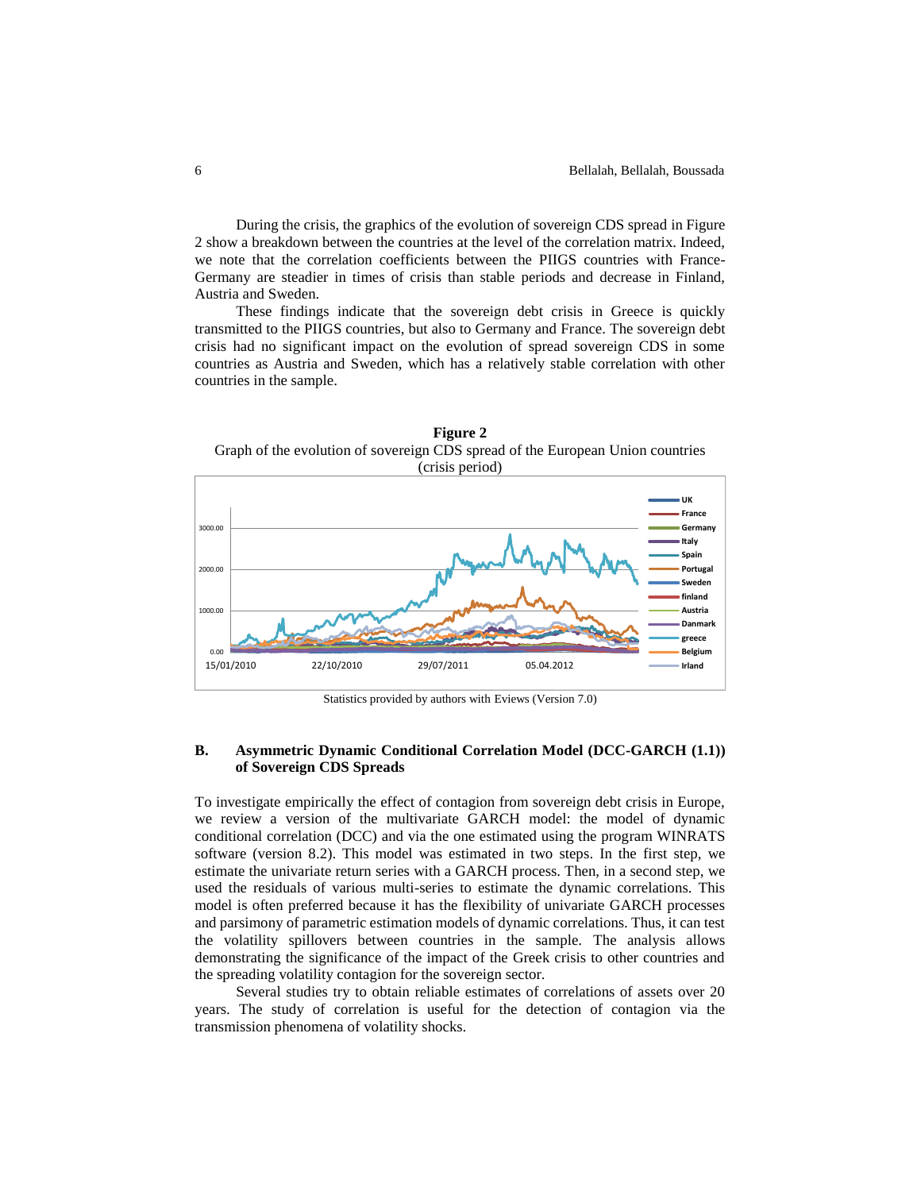During the crisis, the graphics of the evolution of sovereign CDS spread in Figure 2 show a breakdown between the countries at the level of the correlation matrix. Indeed, we note that the correlation coefficients between the PIIGS countries with France-Germany are steadier in times of crisis than stable periods and decrease in Finland, Austria and Sweden.

These findings indicate that the sovereign debt crisis in Greece is quickly transmitted to the PIIGS countries, but also to Germany and France. The sovereign debt crisis had no significant impact on the evolution of spread sovereign CDS in some countries as Austria and Sweden, which has a relatively stable correlation with other countries in the sample.

**Figure 2**
Graph of the evolution of sovereign CDS spread of the European Union countries (crisis period)

Statistics provided by authors with Eviews (Version 7.0)

### B. Asymmetric Dynamic Conditional Correlation Model (DCC-GARCH (1.1)) of Sovereign CDS Spreads

To investigate empirically the effect of contagion from sovereign debt crisis in Europe, we review a version of the multivariate GARCH model: the model of dynamic conditional correlation (DCC) and via the one estimated using the program WINRATS software (version 8.2). This model was estimated in two steps. In the first step, we estimate the univariate return series with a GARCH process. Then, in a second step, we used the residuals of various multi-series to estimate the dynamic correlations. This model is often preferred because it has the flexibility of univariate GARCH processes and parsimony of parametric estimation models of dynamic correlations. Thus, it can test the volatility spillovers between countries in the sample. The analysis allows demonstrating the significance of the impact of the Greek crisis to other countries and the spreading volatility contagion for the sovereign sector.

Several studies try to obtain reliable estimates of correlations of assets over 20 years. The study of correlation is useful for the detection of contagion via the transmission phenomena of volatility shocks.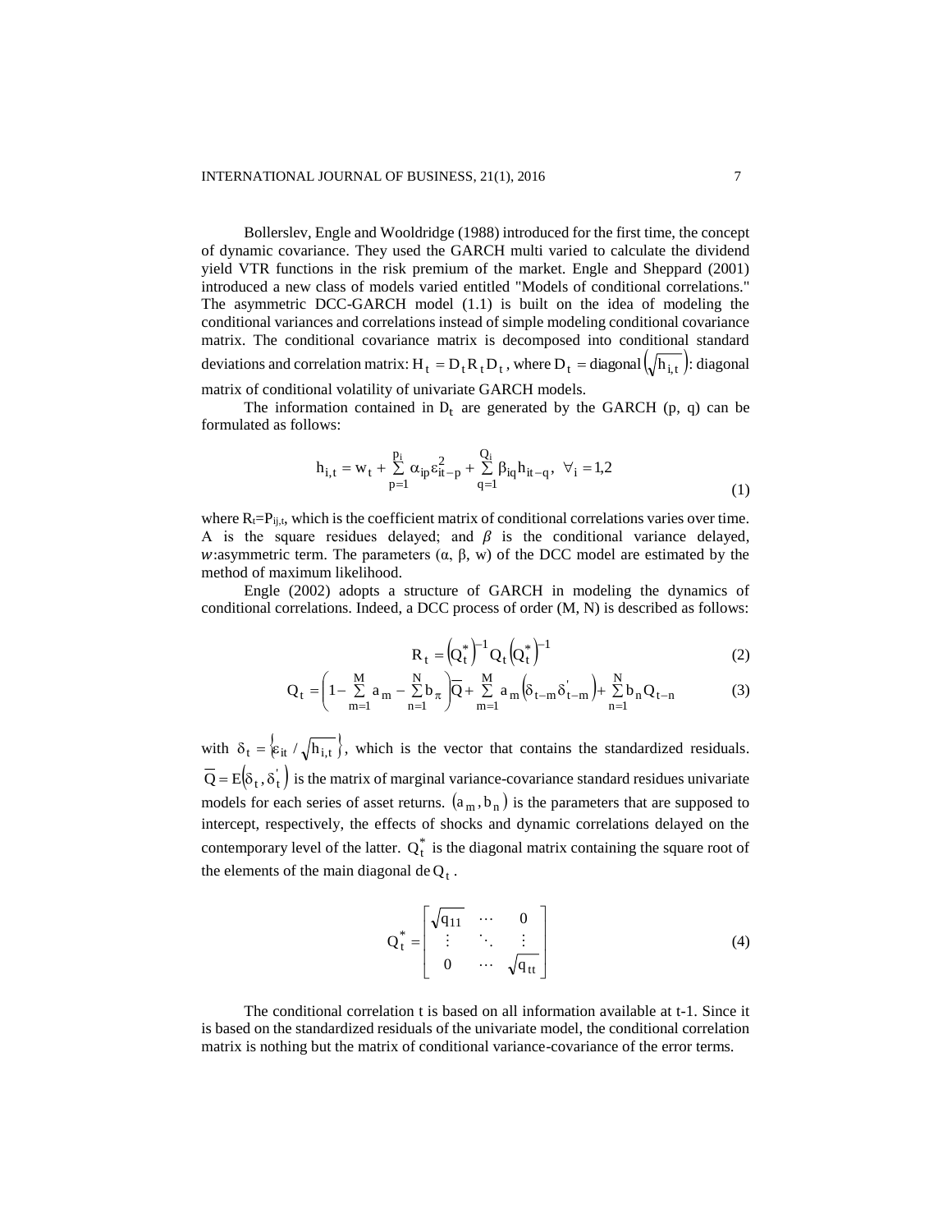Bollerslev, Engle and Wooldridge (1988) introduced for the first time, the concept of dynamic covariance. They used the GARCH multi varied to calculate the dividend yield VTR functions in the risk premium of the market. Engle and Sheppard (2001) introduced a new class of models varied entitled "Models of conditional correlations." The asymmetric DCC-GARCH model (1.1) is built on the idea of modeling the conditional variances and correlations instead of simple modeling conditional covariance matrix. The conditional covariance matrix is decomposed into conditional standard deviations and correlation matrix: $H_t = D_t R_t D_t$, where $D_t = \text{diagonal}\left(\sqrt{h_{i,t}}\right)$: diagonal matrix of conditional volatility of univariate GARCH models.

The information contained in $D_t$ are generated by the GARCH (p, q) can be formulated as follows:

$$h_{i,t} = w_t + \sum_{p=1}^{p_i} \alpha_{ip} \varepsilon_{it-p}^2 + \sum_{q=1}^{Q_i} \beta_{iq} h_{it-q}, \ \forall_i = 1{,}2 \tag{1}$$

where $R_t = P_{ij,t}$, which is the coefficient matrix of conditional correlations varies over time. A is the square residues delayed; and $\beta$ is the conditional variance delayed, $w$:asymmetric term. The parameters ($\alpha$, $\beta$, w) of the DCC model are estimated by the method of maximum likelihood.

Engle (2002) adopts a structure of GARCH in modeling the dynamics of conditional correlations. Indeed, a DCC process of order (M, N) is described as follows:

$$R_t = \left(Q_t^*\right)^{-1} Q_t \left(Q_t^*\right)^{-1} \tag{2}$$

$$Q_t = \left(1 - \sum_{m=1}^{M} a_m - \sum_{n=1}^{N} b_\pi\right)\overline{Q} + \sum_{m=1}^{M} a_m \left(\delta_{t-m} \delta_{t-m}^{'}\right) + \sum_{n=1}^{N} b_n Q_{t-n} \tag{3}$$

with $\delta_t = \left\{\varepsilon_{it} / \sqrt{h_{i,t}}\right\}$, which is the vector that contains the standardized residuals. $\overline{Q} = E\left(\delta_t, \delta_t^{'}\right)$ is the matrix of marginal variance-covariance standard residues univariate models for each series of asset returns. $\left(a_m, b_n\right)$ is the parameters that are supposed to intercept, respectively, the effects of shocks and dynamic correlations delayed on the contemporary level of the latter. $Q_t^*$ is the diagonal matrix containing the square root of the elements of the main diagonal de $Q_t$.

$$Q_t^* = \begin{bmatrix} \sqrt{q_{11}} & \cdots & 0 \\ \vdots & \ddots & \vdots \\ 0 & \cdots & \sqrt{q_{tt}} \end{bmatrix} \tag{4}$$

The conditional correlation t is based on all information available at t-1. Since it is based on the standardized residuals of the univariate model, the conditional correlation matrix is nothing but the matrix of conditional variance-covariance of the error terms.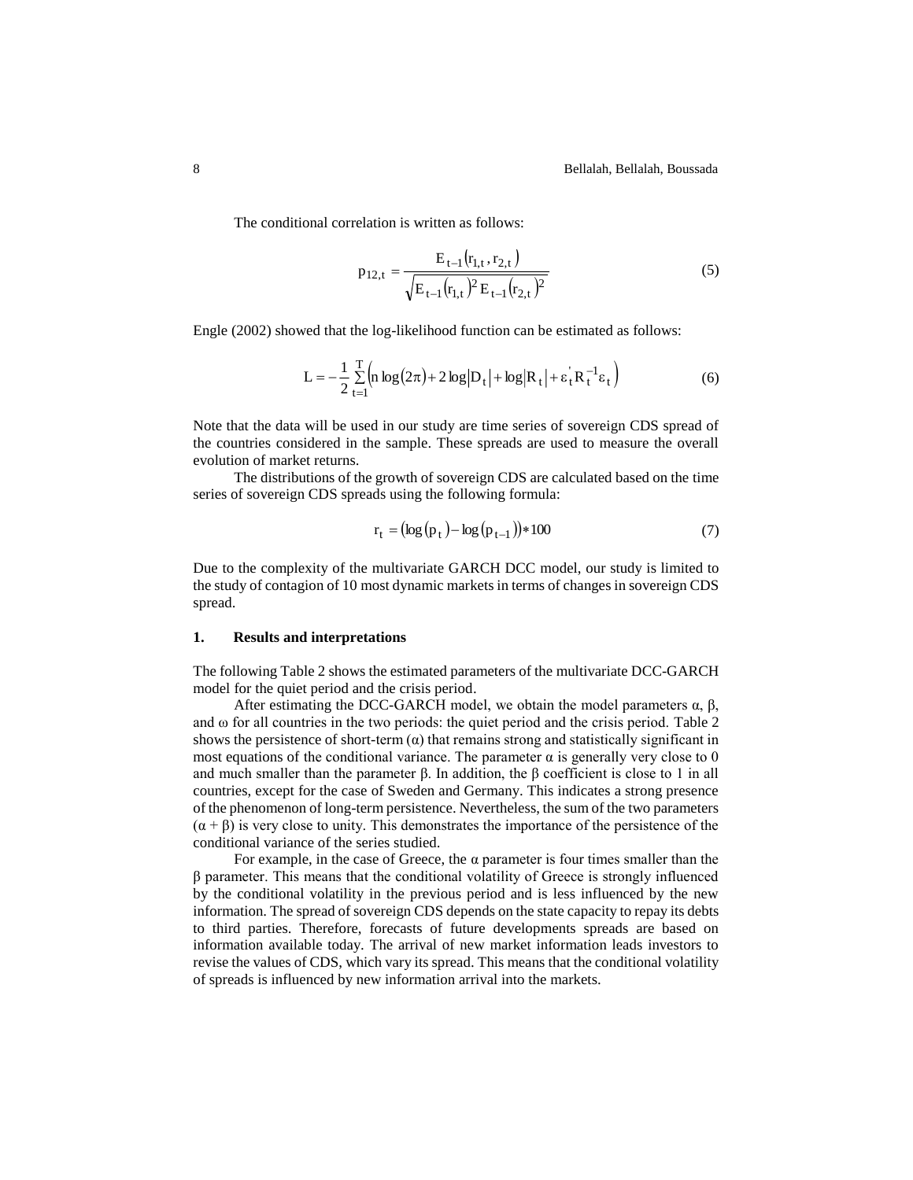The conditional correlation is written as follows:

$$p_{12,t} = \frac{E_{t-1}(r_{1,t}, r_{2,t})}{\sqrt{E_{t-1}(r_{1,t})^2 E_{t-1}(r_{2,t})^2}} \tag{5}$$

Engle (2002) showed that the log-likelihood function can be estimated as follows:

$$L = -\frac{1}{2}\sum_{t=1}^{T}\left(n \log(2\pi) + 2\log|D_t| + \log|R_t| + \varepsilon_t^{'} R_t^{-1} \varepsilon_t\right) \tag{6}$$

Note that the data will be used in our study are time series of sovereign CDS spread of the countries considered in the sample. These spreads are used to measure the overall evolution of market returns.

The distributions of the growth of sovereign CDS are calculated based on the time series of sovereign CDS spreads using the following formula:

$$r_t = (\log(p_t) - \log(p_{t-1})) * 100 \tag{7}$$

Due to the complexity of the multivariate GARCH DCC model, our study is limited to the study of contagion of 10 most dynamic markets in terms of changes in sovereign CDS spread.

## 1. Results and interpretations

The following Table 2 shows the estimated parameters of the multivariate DCC-GARCH model for the quiet period and the crisis period.

After estimating the DCC-GARCH model, we obtain the model parameters α, β, and ω for all countries in the two periods: the quiet period and the crisis period. Table 2 shows the persistence of short-term (α) that remains strong and statistically significant in most equations of the conditional variance. The parameter α is generally very close to 0 and much smaller than the parameter β. In addition, the β coefficient is close to 1 in all countries, except for the case of Sweden and Germany. This indicates a strong presence of the phenomenon of long-term persistence. Nevertheless, the sum of the two parameters (α + β) is very close to unity. This demonstrates the importance of the persistence of the conditional variance of the series studied.

For example, in the case of Greece, the α parameter is four times smaller than the β parameter. This means that the conditional volatility of Greece is strongly influenced by the conditional volatility in the previous period and is less influenced by the new information. The spread of sovereign CDS depends on the state capacity to repay its debts to third parties. Therefore, forecasts of future developments spreads are based on information available today. The arrival of new market information leads investors to revise the values of CDS, which vary its spread. This means that the conditional volatility of spreads is influenced by new information arrival into the markets.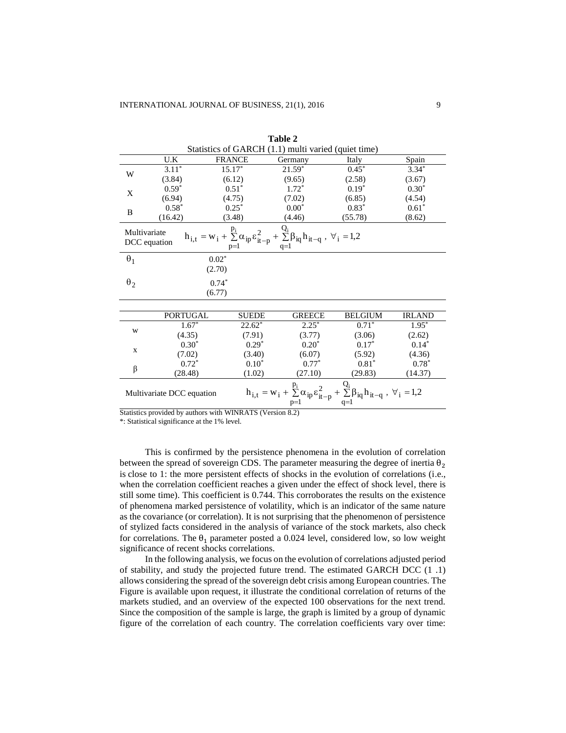**Table 2**

Statistics of GARCH (1.1) multi varied (quiet time)

| | U.K | FRANCE | Germany | Italy | Spain |
|---|---|---|---|---|---|
| W | 3.11* | 15.17* | 21.59* | 0.45* | 3.34* |
| | (3.84) | (6.12) | (9.65) | (2.58) | (3.67) |
| X | 0.59* | 0.51* | 1.72* | 0.19* | 0.30* |
| | (6.94) | (4.75) | (7.02) | (6.85) | (4.54) |
| B | 0.58* | 0.25* | 0.00* | 0.83* | 0.61* |
| | (16.42) | (3.48) | (4.46) | (55.78) | (8.62) |
| Multivariate DCC equation | $h_{i,t} = w_i + \sum_{p=1}^{p_i} \alpha_{ip} \varepsilon_{it-p}^2 + \sum_{q=1}^{Q_i} \beta_{iq} h_{it-q}$, $\forall_i = 1,2$ | | | | |
| $\theta_1$ | | 0.02* | | | |
| | | (2.70) | | | |
| $\theta_2$ | | 0.74* | | | |
| | | (6.77) | | | |

| | PORTUGAL | SUEDE | GREECE | BELGIUM | IRLAND |
|---|---|---|---|---|---|
| w | 1.67* | 22.62* | 2.25* | 0.71* | 1.95* |
| | (4.35) | (7.91) | (3.77) | (3.06) | (2.62) |
| x | 0.30* | 0.29* | 0.20* | 0.17* | 0.14* |
| | (7.02) | (3.40) | (6.07) | (5.92) | (4.36) |
| β | 0.72* | 0.10* | 0.77* | 0.81* | 0.78* |
| | (28.48) | (1.02) | (27.10) | (29.83) | (14.37) |
| Multivariate DCC equation | | $h_{i,t} = w_i + \sum_{p=1}^{p_i} \alpha_{ip} \varepsilon_{it-p}^2 + \sum_{q=1}^{Q_i} \beta_{iq} h_{it-q}$, $\forall_i = 1,2$ | | | |

Statistics provided by authors with WINRATS (Version 8.2)

*: Statistical significance at the 1% level.

This is confirmed by the persistence phenomena in the evolution of correlation between the spread of sovereign CDS. The parameter measuring the degree of inertia $\theta_2$ is close to 1: the more persistent effects of shocks in the evolution of correlations (i.e., when the correlation coefficient reaches a given under the effect of shock level, there is still some time). This coefficient is 0.744. This corroborates the results on the existence of phenomena marked persistence of volatility, which is an indicator of the same nature as the covariance (or correlation). It is not surprising that the phenomenon of persistence of stylized facts considered in the analysis of variance of the stock markets, also check for correlations. The $\theta_1$ parameter posted a 0.024 level, considered low, so low weight significance of recent shocks correlations.

In the following analysis, we focus on the evolution of correlations adjusted period of stability, and study the projected future trend. The estimated GARCH DCC (1 .1) allows considering the spread of the sovereign debt crisis among European countries. The Figure is available upon request, it illustrate the conditional correlation of returns of the markets studied, and an overview of the expected 100 observations for the next trend. Since the composition of the sample is large, the graph is limited by a group of dynamic figure of the correlation of each country. The correlation coefficients vary over time: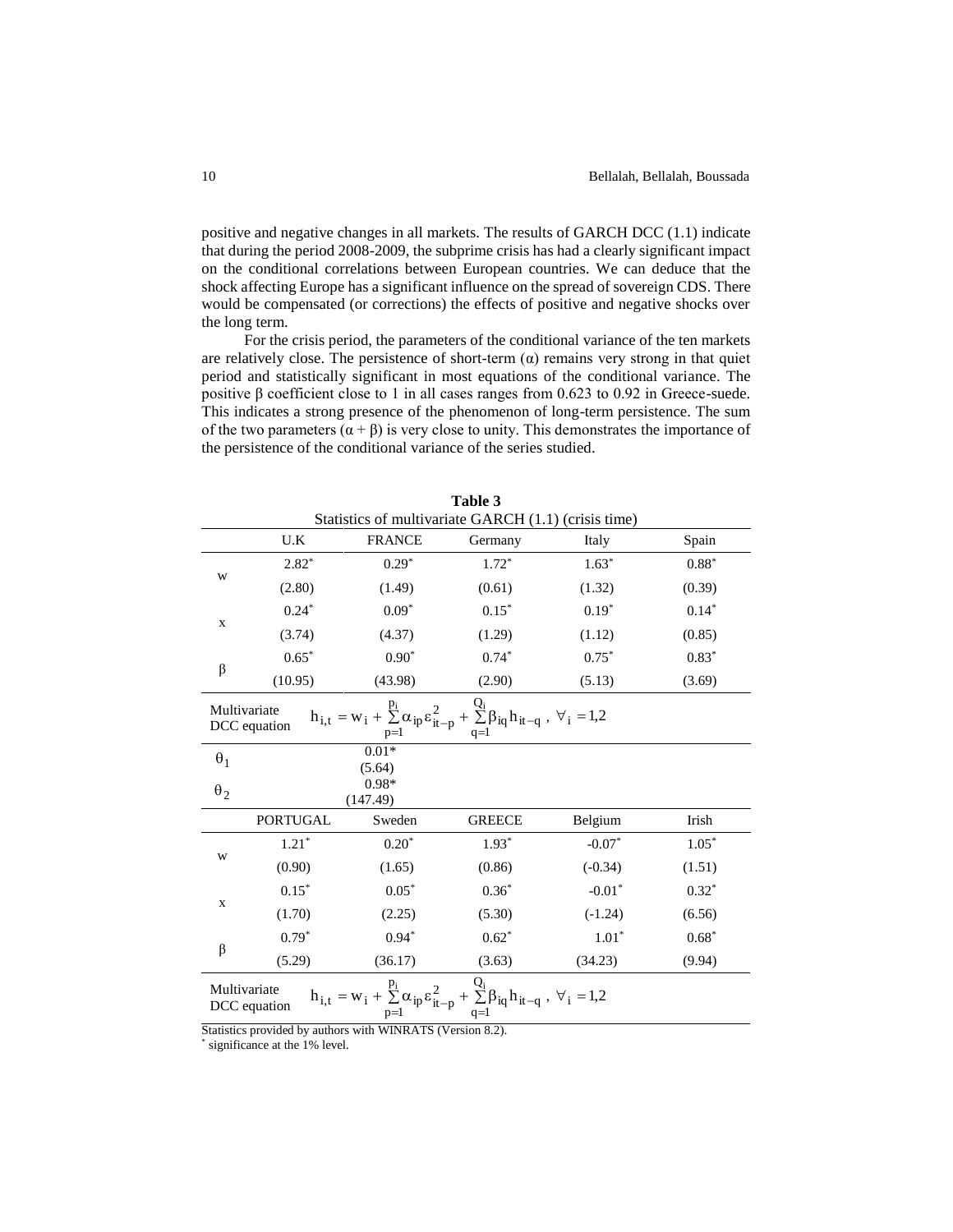positive and negative changes in all markets. The results of GARCH DCC (1.1) indicate that during the period 2008-2009, the subprime crisis has had a clearly significant impact on the conditional correlations between European countries. We can deduce that the shock affecting Europe has a significant influence on the spread of sovereign CDS. There would be compensated (or corrections) the effects of positive and negative shocks over the long term.

For the crisis period, the parameters of the conditional variance of the ten markets are relatively close. The persistence of short-term ($\alpha$) remains very strong in that quiet period and statistically significant in most equations of the conditional variance. The positive $\beta$ coefficient close to 1 in all cases ranges from 0.623 to 0.92 in Greece-suede. This indicates a strong presence of the phenomenon of long-term persistence. The sum of the two parameters ($\alpha + \beta$) is very close to unity. This demonstrates the importance of the persistence of the conditional variance of the series studied.

**Table 3**

Statistics of multivariate GARCH (1.1) (crisis time)

| | U.K | FRANCE | Germany | Italy | Spain |
|---|---|---|---|---|---|
| w | 2.82* | 0.29* | 1.72* | 1.63* | 0.88* |
| | (2.80) | (1.49) | (0.61) | (1.32) | (0.39) |
| x | 0.24* | 0.09* | 0.15* | 0.19* | 0.14* |
| | (3.74) | (4.37) | (1.29) | (1.12) | (0.85) |
| $\beta$ | 0.65* | 0.90* | 0.74* | 0.75* | 0.83* |
| | (10.95) | (43.98) | (2.90) | (5.13) | (3.69) |
| Multivariate DCC equation | $h_{i,t} = w_i + \sum_{p=1}^{p_i} \alpha_{ip} \varepsilon_{it-p}^2 + \sum_{q=1}^{Q_i} \beta_{iq} h_{it-q}, \ \forall_i = 1,2$ | | | | |
| $\theta_1$ | 0.01* | | | | |
| | (5.64) | | | | |
| $\theta_2$ | 0.98* | | | | |
| | (147.49) | | | | |
| | PORTUGAL | Sweden | GREECE | Belgium | Irish |
| w | 1.21* | 0.20* | 1.93* | -0.07* | 1.05* |
| | (0.90) | (1.65) | (0.86) | (-0.34) | (1.51) |
| x | 0.15* | 0.05* | 0.36* | -0.01* | 0.32* |
| | (1.70) | (2.25) | (5.30) | (-1.24) | (6.56) |
| $\beta$ | 0.79* | 0.94* | 0.62* | 1.01* | 0.68* |
| | (5.29) | (36.17) | (3.63) | (34.23) | (9.94) |
| Multivariate DCC equation | $h_{i,t} = w_i + \sum_{p=1}^{p_i} \alpha_{ip} \varepsilon_{it-p}^2 + \sum_{q=1}^{Q_i} \beta_{iq} h_{it-q}, \ \forall_i = 1,2$ | | | | |

Statistics provided by authors with WINRATS (Version 8.2).

\* significance at the 1% level.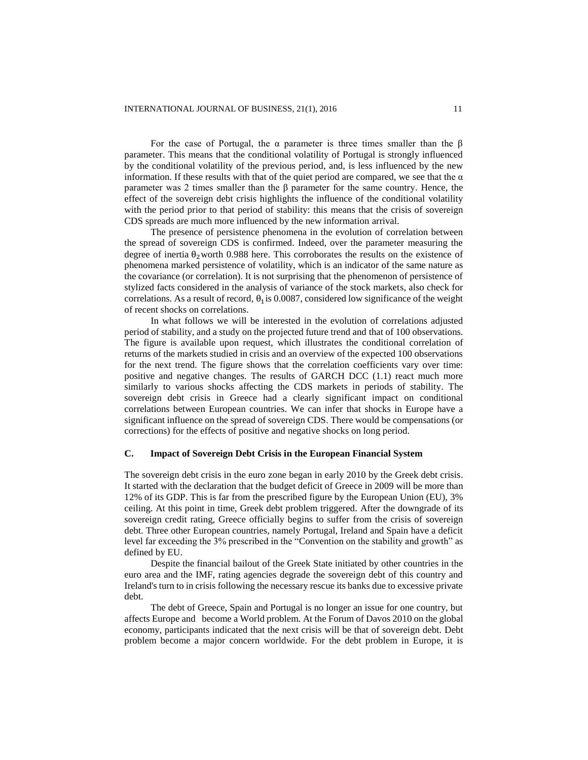For the case of Portugal, the $\alpha$ parameter is three times smaller than the $\beta$ parameter. This means that the conditional volatility of Portugal is strongly influenced by the conditional volatility of the previous period, and, is less influenced by the new information. If these results with that of the quiet period are compared, we see that the $\alpha$ parameter was 2 times smaller than the $\beta$ parameter for the same country. Hence, the effect of the sovereign debt crisis highlights the influence of the conditional volatility with the period prior to that period of stability: this means that the crisis of sovereign CDS spreads are much more influenced by the new information arrival.

The presence of persistence phenomena in the evolution of correlation between the spread of sovereign CDS is confirmed. Indeed, over the parameter measuring the degree of inertia $\theta_2$ worth 0.988 here. This corroborates the results on the existence of phenomena marked persistence of volatility, which is an indicator of the same nature as the covariance (or correlation). It is not surprising that the phenomenon of persistence of stylized facts considered in the analysis of variance of the stock markets, also check for correlations. As a result of record, $\theta_1$ is 0.0087, considered low significance of the weight of recent shocks on correlations.

In what follows we will be interested in the evolution of correlations adjusted period of stability, and a study on the projected future trend and that of 100 observations. The figure is available upon request, which illustrates the conditional correlation of returns of the markets studied in crisis and an overview of the expected 100 observations for the next trend. The figure shows that the correlation coefficients vary over time: positive and negative changes. The results of GARCH DCC (1.1) react much more similarly to various shocks affecting the CDS markets in periods of stability. The sovereign debt crisis in Greece had a clearly significant impact on conditional correlations between European countries. We can infer that shocks in Europe have a significant influence on the spread of sovereign CDS. There would be compensations (or corrections) for the effects of positive and negative shocks on long period.

### C. Impact of Sovereign Debt Crisis in the European Financial System

The sovereign debt crisis in the euro zone began in early 2010 by the Greek debt crisis. It started with the declaration that the budget deficit of Greece in 2009 will be more than 12% of its GDP. This is far from the prescribed figure by the European Union (EU), 3% ceiling. At this point in time, Greek debt problem triggered. After the downgrade of its sovereign credit rating, Greece officially begins to suffer from the crisis of sovereign debt. Three other European countries, namely Portugal, Ireland and Spain have a deficit level far exceeding the 3% prescribed in the "Convention on the stability and growth" as defined by EU.

Despite the financial bailout of the Greek State initiated by other countries in the euro area and the IMF, rating agencies degrade the sovereign debt of this country and Ireland's turn to in crisis following the necessary rescue its banks due to excessive private debt.

The debt of Greece, Spain and Portugal is no longer an issue for one country, but affects Europe and become a World problem. At the Forum of Davos 2010 on the global economy, participants indicated that the next crisis will be that of sovereign debt. Debt problem become a major concern worldwide. For the debt problem in Europe, it is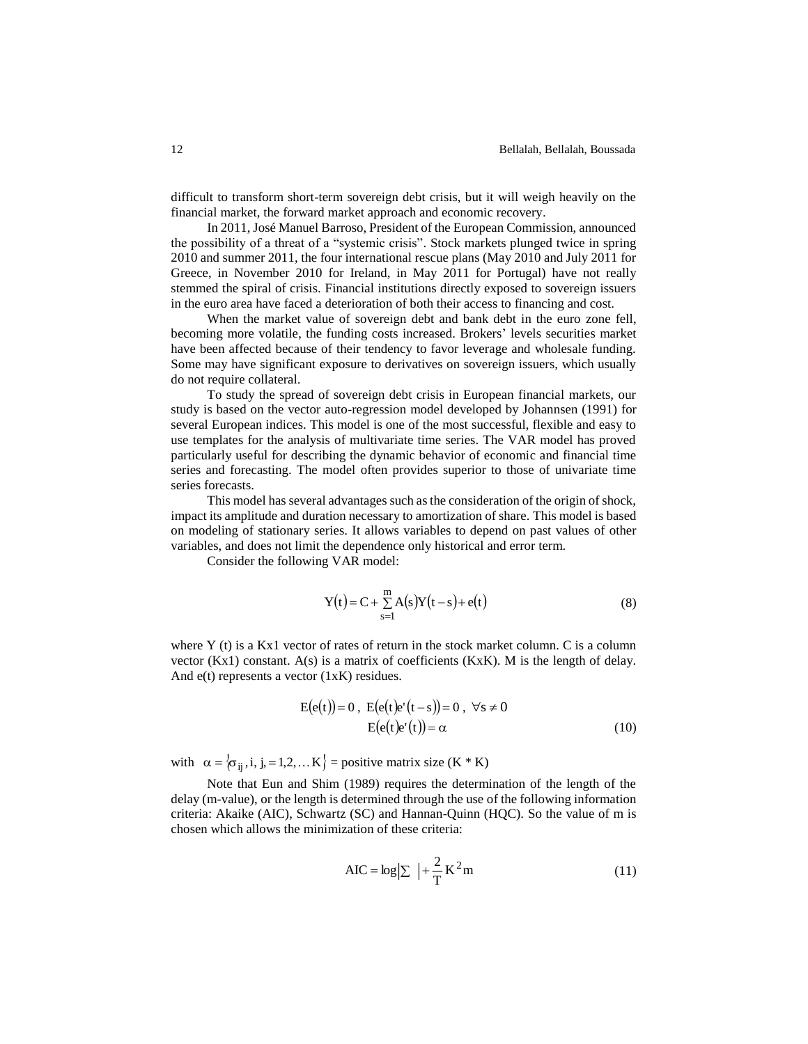difficult to transform short-term sovereign debt crisis, but it will weigh heavily on the financial market, the forward market approach and economic recovery.

In 2011, José Manuel Barroso, President of the European Commission, announced the possibility of a threat of a "systemic crisis". Stock markets plunged twice in spring 2010 and summer 2011, the four international rescue plans (May 2010 and July 2011 for Greece, in November 2010 for Ireland, in May 2011 for Portugal) have not really stemmed the spiral of crisis. Financial institutions directly exposed to sovereign issuers in the euro area have faced a deterioration of both their access to financing and cost.

When the market value of sovereign debt and bank debt in the euro zone fell, becoming more volatile, the funding costs increased. Brokers' levels securities market have been affected because of their tendency to favor leverage and wholesale funding. Some may have significant exposure to derivatives on sovereign issuers, which usually do not require collateral.

To study the spread of sovereign debt crisis in European financial markets, our study is based on the vector auto-regression model developed by Johannsen (1991) for several European indices. This model is one of the most successful, flexible and easy to use templates for the analysis of multivariate time series. The VAR model has proved particularly useful for describing the dynamic behavior of economic and financial time series and forecasting. The model often provides superior to those of univariate time series forecasts.

This model has several advantages such as the consideration of the origin of shock, impact its amplitude and duration necessary to amortization of share. This model is based on modeling of stationary series. It allows variables to depend on past values of other variables, and does not limit the dependence only historical and error term.

Consider the following VAR model:

$$Y(t) = C + \sum_{s=1}^{m} A(s)Y(t-s) + e(t) \tag{8}$$

where Y (t) is a Kx1 vector of rates of return in the stock market column. C is a column vector (Kx1) constant. A(s) is a matrix of coefficients (KxK). M is the length of delay. And e(t) represents a vector (1xK) residues.

$$E(e(t)) = 0\,,\ E(e(t)e'(t-s)) = 0\,,\ \forall s \neq 0$$
$$E(e(t)e'(t)) = \alpha \tag{10}$$

with $\alpha = \{\sigma_{ij}, i, j, = 1,2,\ldots K\}$ = positive matrix size (K * K)

Note that Eun and Shim (1989) requires the determination of the length of the delay (m-value), or the length is determined through the use of the following information criteria: Akaike (AIC), Schwartz (SC) and Hannan-Quinn (HQC). So the value of m is chosen which allows the minimization of these criteria:

$$AIC = \log\left|\Sigma\ \right| + \frac{2}{T}K^2 m \tag{11}$$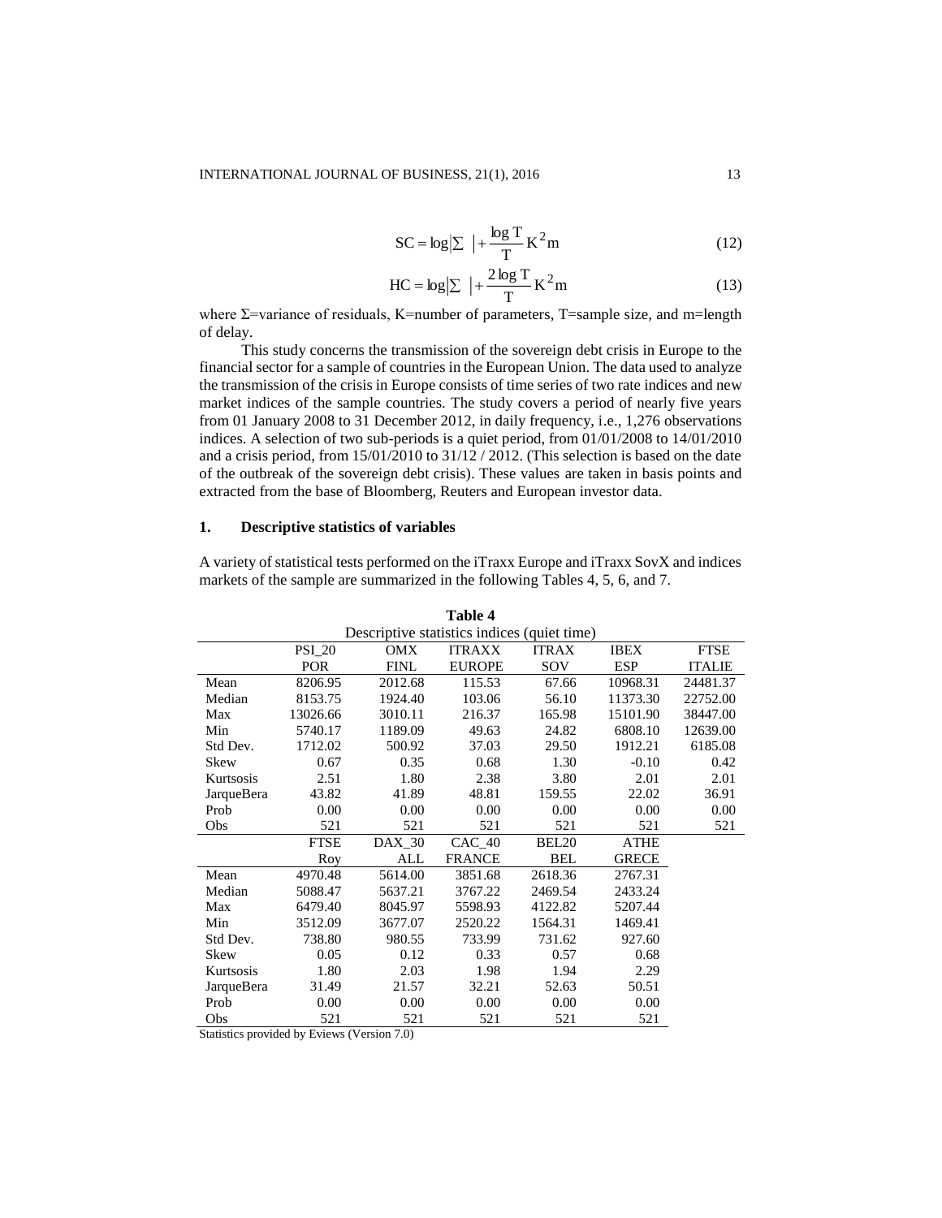$$SC = \log|\Sigma \;| + \frac{\log T}{T} K^2 m \tag{12}$$

$$HC = \log|\Sigma \;| + \frac{2\log T}{T} K^2 m \tag{13}$$

where Σ=variance of residuals, K=number of parameters, T=sample size, and m=length of delay.

This study concerns the transmission of the sovereign debt crisis in Europe to the financial sector for a sample of countries in the European Union. The data used to analyze the transmission of the crisis in Europe consists of time series of two rate indices and new market indices of the sample countries. The study covers a period of nearly five years from 01 January 2008 to 31 December 2012, in daily frequency, i.e., 1,276 observations indices. A selection of two sub-periods is a quiet period, from 01/01/2008 to 14/01/2010 and a crisis period, from 15/01/2010 to 31/12 / 2012. (This selection is based on the date of the outbreak of the sovereign debt crisis). These values are taken in basis points and extracted from the base of Bloomberg, Reuters and European investor data.

## 1. Descriptive statistics of variables

A variety of statistical tests performed on the iTraxx Europe and iTraxx SovX and indices markets of the sample are summarized in the following Tables 4, 5, 6, and 7.

**Table 4**

Descriptive statistics indices (quiet time)

| | PSI_20 POR | OMX FINL | ITRAXX EUROPE | ITRAX SOV | IBEX ESP | FTSE ITALIE |
|---|---|---|---|---|---|---|
| Mean | 8206.95 | 2012.68 | 115.53 | 67.66 | 10968.31 | 24481.37 |
| Median | 8153.75 | 1924.40 | 103.06 | 56.10 | 11373.30 | 22752.00 |
| Max | 13026.66 | 3010.11 | 216.37 | 165.98 | 15101.90 | 38447.00 |
| Min | 5740.17 | 1189.09 | 49.63 | 24.82 | 6808.10 | 12639.00 |
| Std Dev. | 1712.02 | 500.92 | 37.03 | 29.50 | 1912.21 | 6185.08 |
| Skew | 0.67 | 0.35 | 0.68 | 1.30 | -0.10 | 0.42 |
| Kurtsosis | 2.51 | 1.80 | 2.38 | 3.80 | 2.01 | 2.01 |
| JarqueBera | 43.82 | 41.89 | 48.81 | 159.55 | 22.02 | 36.91 |
| Prob | 0.00 | 0.00 | 0.00 | 0.00 | 0.00 | 0.00 |
| Obs | 521 | 521 | 521 | 521 | 521 | 521 |
| | **FTSE Roy** | **DAX_30 ALL** | **CAC_40 FRANCE** | **BEL20 BEL** | **ATHE GRECE** | |
| Mean | 4970.48 | 5614.00 | 3851.68 | 2618.36 | 2767.31 | |
| Median | 5088.47 | 5637.21 | 3767.22 | 2469.54 | 2433.24 | |
| Max | 6479.40 | 8045.97 | 5598.93 | 4122.82 | 5207.44 | |
| Min | 3512.09 | 3677.07 | 2520.22 | 1564.31 | 1469.41 | |
| Std Dev. | 738.80 | 980.55 | 733.99 | 731.62 | 927.60 | |
| Skew | 0.05 | 0.12 | 0.33 | 0.57 | 0.68 | |
| Kurtsosis | 1.80 | 2.03 | 1.98 | 1.94 | 2.29 | |
| JarqueBera | 31.49 | 21.57 | 32.21 | 52.63 | 50.51 | |
| Prob | 0.00 | 0.00 | 0.00 | 0.00 | 0.00 | |
| Obs | 521 | 521 | 521 | 521 | 521 | |

Statistics provided by Eviews (Version 7.0)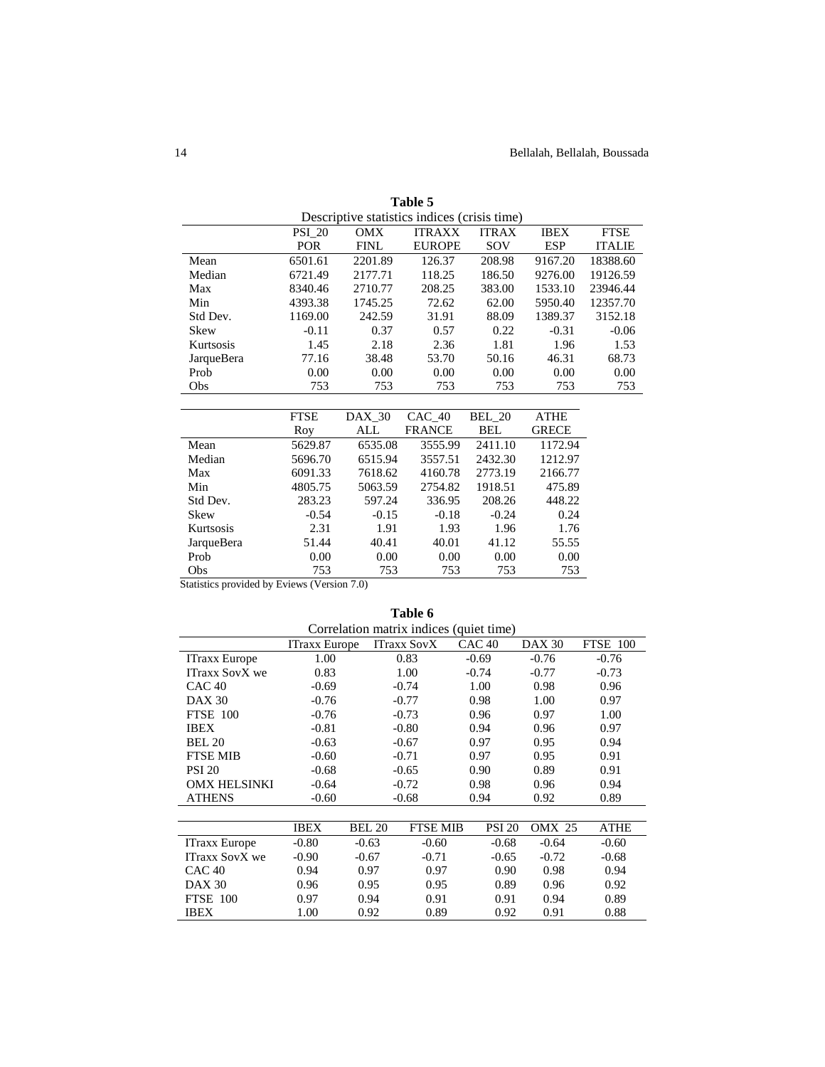**Table 5**

Descriptive statistics indices (crisis time)

| | PSI_20 POR | OMX FINL | ITRAXX EUROPE | ITRAX SOV | IBEX ESP | FTSE ITALIE |
|---|---|---|---|---|---|---|
| Mean | 6501.61 | 2201.89 | 126.37 | 208.98 | 9167.20 | 18388.60 |
| Median | 6721.49 | 2177.71 | 118.25 | 186.50 | 9276.00 | 19126.59 |
| Max | 8340.46 | 2710.77 | 208.25 | 383.00 | 1533.10 | 23946.44 |
| Min | 4393.38 | 1745.25 | 72.62 | 62.00 | 5950.40 | 12357.70 |
| Std Dev. | 1169.00 | 242.59 | 31.91 | 88.09 | 1389.37 | 3152.18 |
| Skew | -0.11 | 0.37 | 0.57 | 0.22 | -0.31 | -0.06 |
| Kurtsosis | 1.45 | 2.18 | 2.36 | 1.81 | 1.96 | 1.53 |
| JarqueBera | 77.16 | 38.48 | 53.70 | 50.16 | 46.31 | 68.73 |
| Prob | 0.00 | 0.00 | 0.00 | 0.00 | 0.00 | 0.00 |
| Obs | 753 | 753 | 753 | 753 | 753 | 753 |

| | FTSE Roy | DAX_30 ALL | CAC_40 FRANCE | BEL_20 BEL | ATHE GRECE |
|---|---|---|---|---|---|
| Mean | 5629.87 | 6535.08 | 3555.99 | 2411.10 | 1172.94 |
| Median | 5696.70 | 6515.94 | 3557.51 | 2432.30 | 1212.97 |
| Max | 6091.33 | 7618.62 | 4160.78 | 2773.19 | 2166.77 |
| Min | 4805.75 | 5063.59 | 2754.82 | 1918.51 | 475.89 |
| Std Dev. | 283.23 | 597.24 | 336.95 | 208.26 | 448.22 |
| Skew | -0.54 | -0.15 | -0.18 | -0.24 | 0.24 |
| Kurtsosis | 2.31 | 1.91 | 1.93 | 1.96 | 1.76 |
| JarqueBera | 51.44 | 40.41 | 40.01 | 41.12 | 55.55 |
| Prob | 0.00 | 0.00 | 0.00 | 0.00 | 0.00 |
| Obs | 753 | 753 | 753 | 753 | 753 |

Statistics provided by Eviews (Version 7.0)

**Table 6**

Correlation matrix indices (quiet time)

| | ITraxx Europe | ITraxx SovX | CAC 40 | DAX 30 | FTSE 100 |
|---|---|---|---|---|---|
| ITraxx Europe | 1.00 | 0.83 | -0.69 | -0.76 | -0.76 |
| ITraxx SovX we | 0.83 | 1.00 | -0.74 | -0.77 | -0.73 |
| CAC 40 | -0.69 | -0.74 | 1.00 | 0.98 | 0.96 |
| DAX 30 | -0.76 | -0.77 | 0.98 | 1.00 | 0.97 |
| FTSE 100 | -0.76 | -0.73 | 0.96 | 0.97 | 1.00 |
| IBEX | -0.81 | -0.80 | 0.94 | 0.96 | 0.97 |
| BEL 20 | -0.63 | -0.67 | 0.97 | 0.95 | 0.94 |
| FTSE MIB | -0.60 | -0.71 | 0.97 | 0.95 | 0.91 |
| PSI 20 | -0.68 | -0.65 | 0.90 | 0.89 | 0.91 |
| OMX HELSINKI | -0.64 | -0.72 | 0.98 | 0.96 | 0.94 |
| ATHENS | -0.60 | -0.68 | 0.94 | 0.92 | 0.89 |

| | IBEX | BEL 20 | FTSE MIB | PSI 20 | OMX 25 | ATHE |
|---|---|---|---|---|---|---|
| ITraxx Europe | -0.80 | -0.63 | -0.60 | -0.68 | -0.64 | -0.60 |
| ITraxx SovX we | -0.90 | -0.67 | -0.71 | -0.65 | -0.72 | -0.68 |
| CAC 40 | 0.94 | 0.97 | 0.97 | 0.90 | 0.98 | 0.94 |
| DAX 30 | 0.96 | 0.95 | 0.95 | 0.89 | 0.96 | 0.92 |
| FTSE 100 | 0.97 | 0.94 | 0.91 | 0.91 | 0.94 | 0.89 |
| IBEX | 1.00 | 0.92 | 0.89 | 0.92 | 0.91 | 0.88 |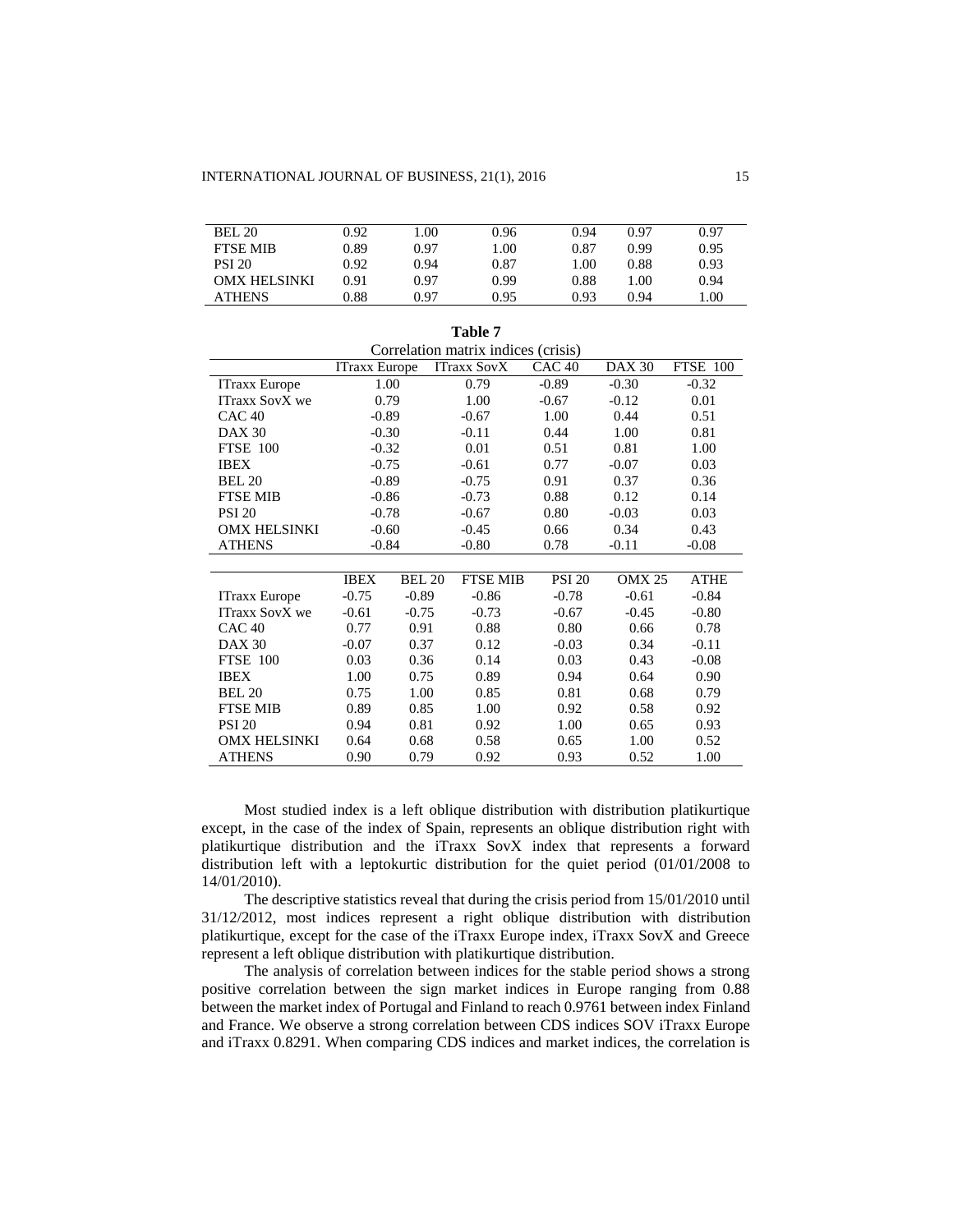| | | | | | | |
|---|---|---|---|---|---|---|
| BEL 20 | 0.92 | 1.00 | 0.96 | 0.94 | 0.97 | 0.97 |
| FTSE MIB | 0.89 | 0.97 | 1.00 | 0.87 | 0.99 | 0.95 |
| PSI 20 | 0.92 | 0.94 | 0.87 | 1.00 | 0.88 | 0.93 |
| OMX HELSINKI | 0.91 | 0.97 | 0.99 | 0.88 | 1.00 | 0.94 |
| ATHENS | 0.88 | 0.97 | 0.95 | 0.93 | 0.94 | 1.00 |

**Table 7**

Correlation matrix indices (crisis)

| | ITraxx Europe | ITraxx SovX | CAC 40 | DAX 30 | FTSE 100 |
|---|---|---|---|---|---|
| ITraxx Europe | 1.00 | 0.79 | -0.89 | -0.30 | -0.32 |
| ITraxx SovX we | 0.79 | 1.00 | -0.67 | -0.12 | 0.01 |
| CAC 40 | -0.89 | -0.67 | 1.00 | 0.44 | 0.51 |
| DAX 30 | -0.30 | -0.11 | 0.44 | 1.00 | 0.81 |
| FTSE 100 | -0.32 | 0.01 | 0.51 | 0.81 | 1.00 |
| IBEX | -0.75 | -0.61 | 0.77 | -0.07 | 0.03 |
| BEL 20 | -0.89 | -0.75 | 0.91 | 0.37 | 0.36 |
| FTSE MIB | -0.86 | -0.73 | 0.88 | 0.12 | 0.14 |
| PSI 20 | -0.78 | -0.67 | 0.80 | -0.03 | 0.03 |
| OMX HELSINKI | -0.60 | -0.45 | 0.66 | 0.34 | 0.43 |
| ATHENS | -0.84 | -0.80 | 0.78 | -0.11 | -0.08 |

| | IBEX | BEL 20 | FTSE MIB | PSI 20 | OMX 25 | ATHE |
|---|---|---|---|---|---|---|
| ITraxx Europe | -0.75 | -0.89 | -0.86 | -0.78 | -0.61 | -0.84 |
| ITraxx SovX we | -0.61 | -0.75 | -0.73 | -0.67 | -0.45 | -0.80 |
| CAC 40 | 0.77 | 0.91 | 0.88 | 0.80 | 0.66 | 0.78 |
| DAX 30 | -0.07 | 0.37 | 0.12 | -0.03 | 0.34 | -0.11 |
| FTSE 100 | 0.03 | 0.36 | 0.14 | 0.03 | 0.43 | -0.08 |
| IBEX | 1.00 | 0.75 | 0.89 | 0.94 | 0.64 | 0.90 |
| BEL 20 | 0.75 | 1.00 | 0.85 | 0.81 | 0.68 | 0.79 |
| FTSE MIB | 0.89 | 0.85 | 1.00 | 0.92 | 0.58 | 0.92 |
| PSI 20 | 0.94 | 0.81 | 0.92 | 1.00 | 0.65 | 0.93 |
| OMX HELSINKI | 0.64 | 0.68 | 0.58 | 0.65 | 1.00 | 0.52 |
| ATHENS | 0.90 | 0.79 | 0.92 | 0.93 | 0.52 | 1.00 |

Most studied index is a left oblique distribution with distribution platikurtique except, in the case of the index of Spain, represents an oblique distribution right with platikurtique distribution and the iTraxx SovX index that represents a forward distribution left with a leptokurtic distribution for the quiet period (01/01/2008 to 14/01/2010).

The descriptive statistics reveal that during the crisis period from 15/01/2010 until 31/12/2012, most indices represent a right oblique distribution with distribution platikurtique, except for the case of the iTraxx Europe index, iTraxx SovX and Greece represent a left oblique distribution with platikurtique distribution.

The analysis of correlation between indices for the stable period shows a strong positive correlation between the sign market indices in Europe ranging from 0.88 between the market index of Portugal and Finland to reach 0.9761 between index Finland and France. We observe a strong correlation between CDS indices SOV iTraxx Europe and iTraxx 0.8291. When comparing CDS indices and market indices, the correlation is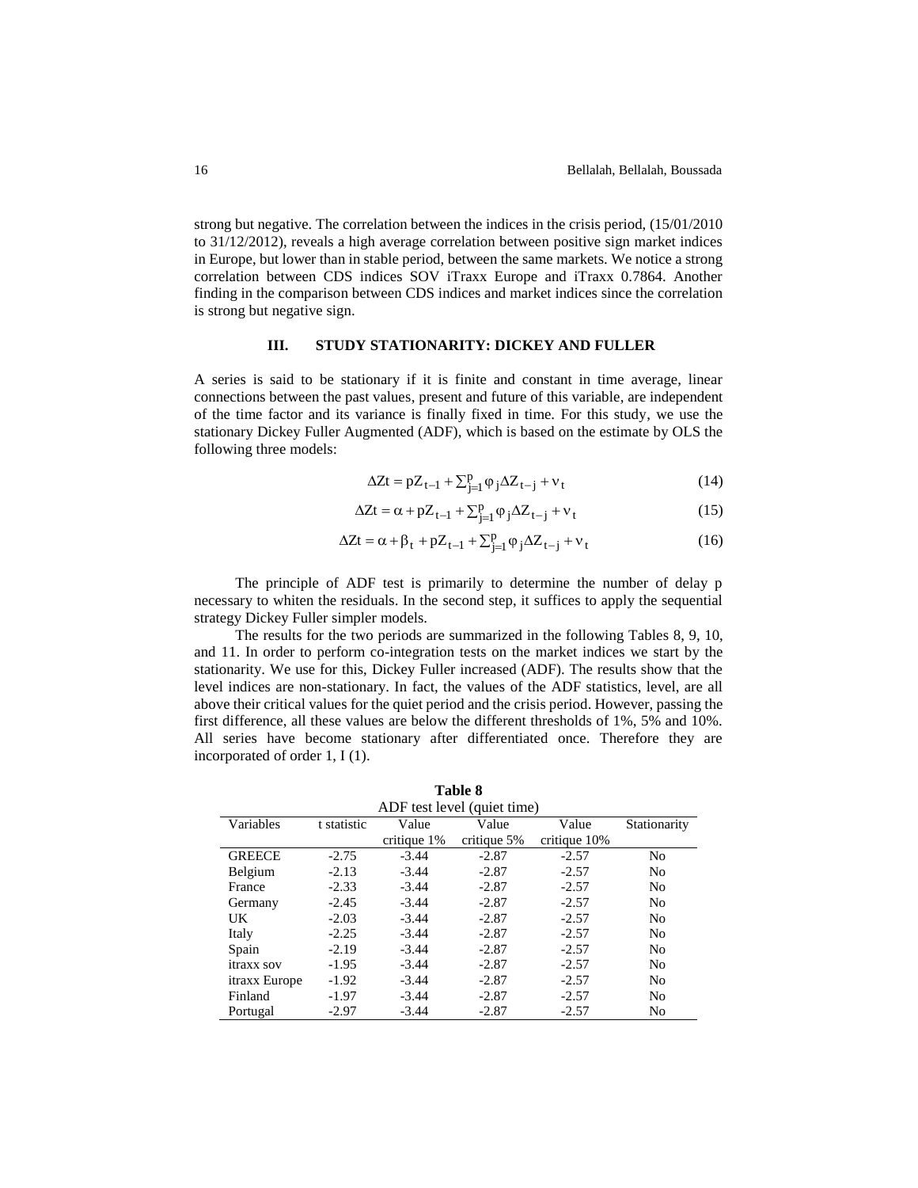strong but negative. The correlation between the indices in the crisis period, (15/01/2010 to 31/12/2012), reveals a high average correlation between positive sign market indices in Europe, but lower than in stable period, between the same markets. We notice a strong correlation between CDS indices SOV iTraxx Europe and iTraxx 0.7864. Another finding in the comparison between CDS indices and market indices since the correlation is strong but negative sign.

## III. STUDY STATIONARITY: DICKEY AND FULLER

A series is said to be stationary if it is finite and constant in time average, linear connections between the past values, present and future of this variable, are independent of the time factor and its variance is finally fixed in time. For this study, we use the stationary Dickey Fuller Augmented (ADF), which is based on the estimate by OLS the following three models:

$$\Delta Zt = pZ_{t-1} + \sum_{j=1}^{p} \varphi_j \Delta Z_{t-j} + \nu_t \tag{14}$$

$$\Delta Zt = \alpha + pZ_{t-1} + \sum_{j=1}^{p} \varphi_j \Delta Z_{t-j} + \nu_t \tag{15}$$

$$\Delta Zt = \alpha + \beta_t + pZ_{t-1} + \sum_{j=1}^{p} \varphi_j \Delta Z_{t-j} + \nu_t \tag{16}$$

The principle of ADF test is primarily to determine the number of delay p necessary to whiten the residuals. In the second step, it suffices to apply the sequential strategy Dickey Fuller simpler models.

The results for the two periods are summarized in the following Tables 8, 9, 10, and 11. In order to perform co-integration tests on the market indices we start by the stationarity. We use for this, Dickey Fuller increased (ADF). The results show that the level indices are non-stationary. In fact, the values of the ADF statistics, level, are all above their critical values for the quiet period and the crisis period. However, passing the first difference, all these values are below the different thresholds of 1%, 5% and 10%. All series have become stationary after differentiated once. Therefore they are incorporated of order 1, I (1).

**Table 8**
ADF test level (quiet time)

| Variables | t statistic | Value critique 1% | Value critique 5% | Value critique 10% | Stationarity |
|---|---|---|---|---|---|
| GREECE | -2.75 | -3.44 | -2.87 | -2.57 | No |
| Belgium | -2.13 | -3.44 | -2.87 | -2.57 | No |
| France | -2.33 | -3.44 | -2.87 | -2.57 | No |
| Germany | -2.45 | -3.44 | -2.87 | -2.57 | No |
| UK | -2.03 | -3.44 | -2.87 | -2.57 | No |
| Italy | -2.25 | -3.44 | -2.87 | -2.57 | No |
| Spain | -2.19 | -3.44 | -2.87 | -2.57 | No |
| itraxx sov | -1.95 | -3.44 | -2.87 | -2.57 | No |
| itraxx Europe | -1.92 | -3.44 | -2.87 | -2.57 | No |
| Finland | -1.97 | -3.44 | -2.87 | -2.57 | No |
| Portugal | -2.97 | -3.44 | -2.87 | -2.57 | No |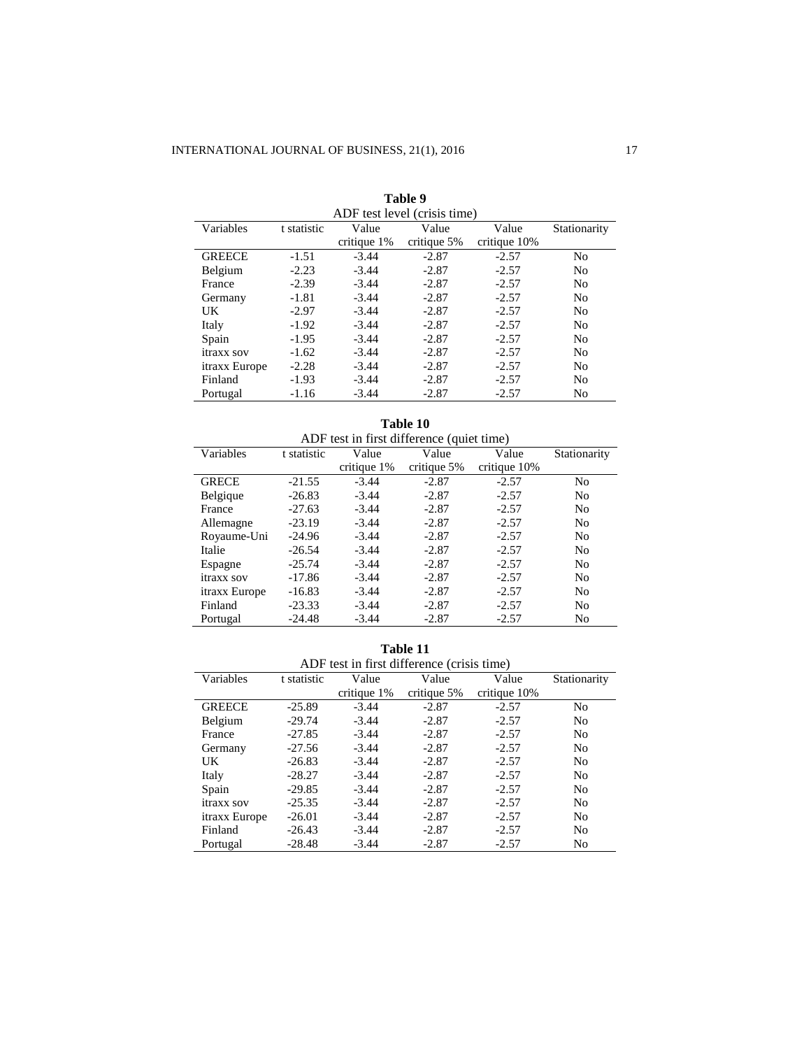**Table 9**

ADF test level (crisis time)

| Variables | t statistic | Value critique 1% | Value critique 5% | Value critique 10% | Stationarity |
|---|---|---|---|---|---|
| GREECE | -1.51 | -3.44 | -2.87 | -2.57 | No |
| Belgium | -2.23 | -3.44 | -2.87 | -2.57 | No |
| France | -2.39 | -3.44 | -2.87 | -2.57 | No |
| Germany | -1.81 | -3.44 | -2.87 | -2.57 | No |
| UK | -2.97 | -3.44 | -2.87 | -2.57 | No |
| Italy | -1.92 | -3.44 | -2.87 | -2.57 | No |
| Spain | -1.95 | -3.44 | -2.87 | -2.57 | No |
| itraxx sov | -1.62 | -3.44 | -2.87 | -2.57 | No |
| itraxx Europe | -2.28 | -3.44 | -2.87 | -2.57 | No |
| Finland | -1.93 | -3.44 | -2.87 | -2.57 | No |
| Portugal | -1.16 | -3.44 | -2.87 | -2.57 | No |

**Table 10**

ADF test in first difference (quiet time)

| Variables | t statistic | Value critique 1% | Value critique 5% | Value critique 10% | Stationarity |
|---|---|---|---|---|---|
| GRECE | -21.55 | -3.44 | -2.87 | -2.57 | No |
| Belgique | -26.83 | -3.44 | -2.87 | -2.57 | No |
| France | -27.63 | -3.44 | -2.87 | -2.57 | No |
| Allemagne | -23.19 | -3.44 | -2.87 | -2.57 | No |
| Royaume-Uni | -24.96 | -3.44 | -2.87 | -2.57 | No |
| Italie | -26.54 | -3.44 | -2.87 | -2.57 | No |
| Espagne | -25.74 | -3.44 | -2.87 | -2.57 | No |
| itraxx sov | -17.86 | -3.44 | -2.87 | -2.57 | No |
| itraxx Europe | -16.83 | -3.44 | -2.87 | -2.57 | No |
| Finland | -23.33 | -3.44 | -2.87 | -2.57 | No |
| Portugal | -24.48 | -3.44 | -2.87 | -2.57 | No |

**Table 11**

ADF test in first difference (crisis time)

| Variables | t statistic | Value critique 1% | Value critique 5% | Value critique 10% | Stationarity |
|---|---|---|---|---|---|
| GREECE | -25.89 | -3.44 | -2.87 | -2.57 | No |
| Belgium | -29.74 | -3.44 | -2.87 | -2.57 | No |
| France | -27.85 | -3.44 | -2.87 | -2.57 | No |
| Germany | -27.56 | -3.44 | -2.87 | -2.57 | No |
| UK | -26.83 | -3.44 | -2.87 | -2.57 | No |
| Italy | -28.27 | -3.44 | -2.87 | -2.57 | No |
| Spain | -29.85 | -3.44 | -2.87 | -2.57 | No |
| itraxx sov | -25.35 | -3.44 | -2.87 | -2.57 | No |
| itraxx Europe | -26.01 | -3.44 | -2.87 | -2.57 | No |
| Finland | -26.43 | -3.44 | -2.87 | -2.57 | No |
| Portugal | -28.48 | -3.44 | -2.87 | -2.57 | No |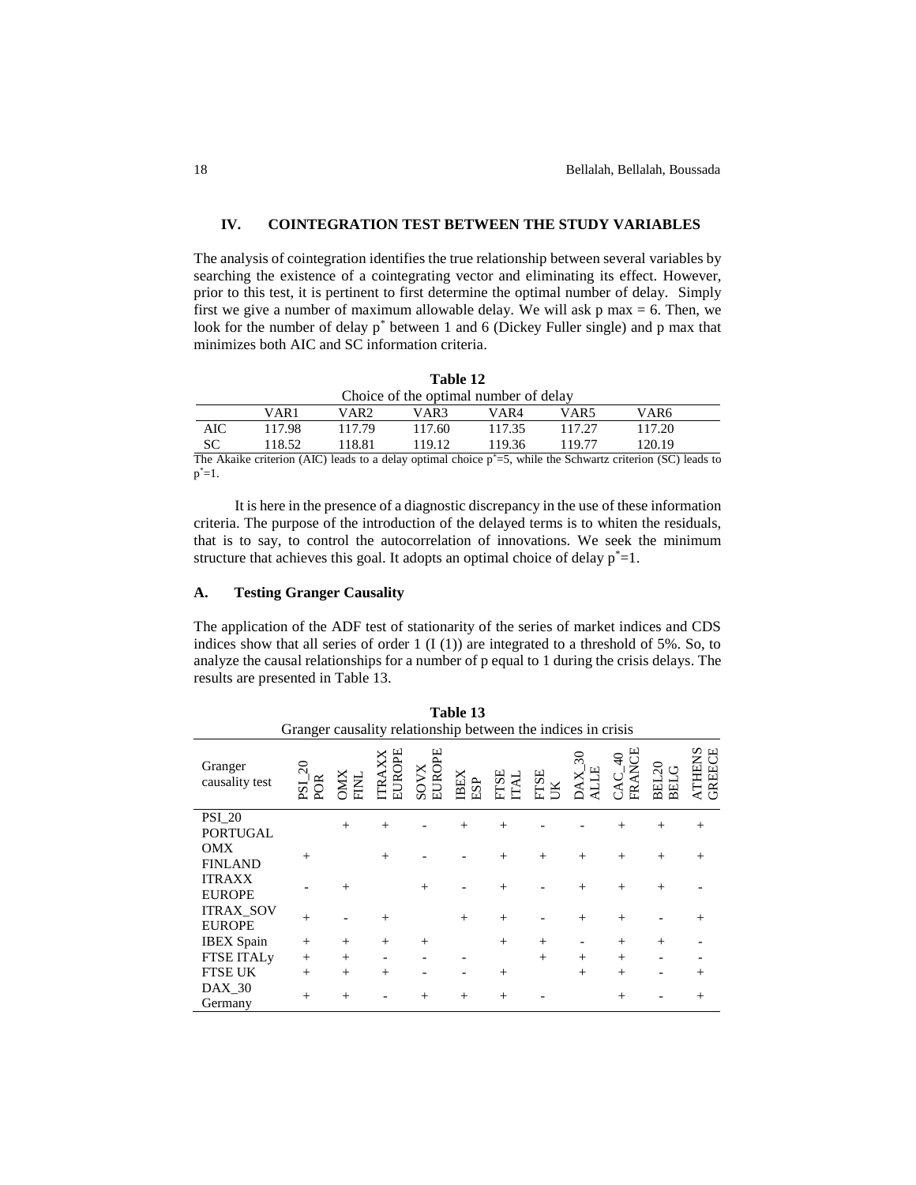## IV. COINTEGRATION TEST BETWEEN THE STUDY VARIABLES

The analysis of cointegration identifies the true relationship between several variables by searching the existence of a cointegrating vector and eliminating its effect. However, prior to this test, it is pertinent to first determine the optimal number of delay. Simply first we give a number of maximum allowable delay. We will ask p max = 6. Then, we look for the number of delay $p^*$ between 1 and 6 (Dickey Fuller single) and p max that minimizes both AIC and SC information criteria.

**Table 12**

Choice of the optimal number of delay

| | VAR1 | VAR2 | VAR3 | VAR4 | VAR5 | VAR6 |
|---|---|---|---|---|---|---|
| AIC | 117.98 | 117.79 | 117.60 | 117.35 | 117.27 | 117.20 |
| SC | 118.52 | 118.81 | 119.12 | 119.36 | 119.77 | 120.19 |

The Akaike criterion (AIC) leads to a delay optimal choice $p^*=5$, while the Schwartz criterion (SC) leads to $p^*=1$.

It is here in the presence of a diagnostic discrepancy in the use of these information criteria. The purpose of the introduction of the delayed terms is to whiten the residuals, that is to say, to control the autocorrelation of innovations. We seek the minimum structure that achieves this goal. It adopts an optimal choice of delay $p^*=1$.

### A. Testing Granger Causality

The application of the ADF test of stationarity of the series of market indices and CDS indices show that all series of order 1 (I (1)) are integrated to a threshold of 5%. So, to analyze the causal relationships for a number of p equal to 1 during the crisis delays. The results are presented in Table 13.

**Table 13**

Granger causality relationship between the indices in crisis

| Granger causality test | PSI_20 POR | OMX FINL | ITRAXX EUROPE | SOVX EUROPE | IBEX ESP | FTSE ITAL | FTSE UK | DAX_30 ALLE | CAC_40 FRANCE | BEL20 BELG | ATHENS GREECE |
|---|---|---|---|---|---|---|---|---|---|---|---|
| PSI_20 PORTUGAL | | + | + | - | + | + | - | - | + | + | + |
| OMX FINLAND | + | | + | - | - | + | + | + | + | + | + |
| ITRAXX EUROPE | - | + | | + | - | + | - | + | + | + | - |
| ITRAX_SOV EUROPE | + | - | + | | + | + | - | + | + | - | + |
| IBEX Spain | + | + | + | + | | + | + | - | + | + | - |
| FTSE ITALy | + | + | - | - | - | | + | + | + | - | - |
| FTSE UK | + | + | + | - | - | + | | + | + | - | + |
| DAX_30 Germany | + | + | - | + | + | + | - | | + | - | + |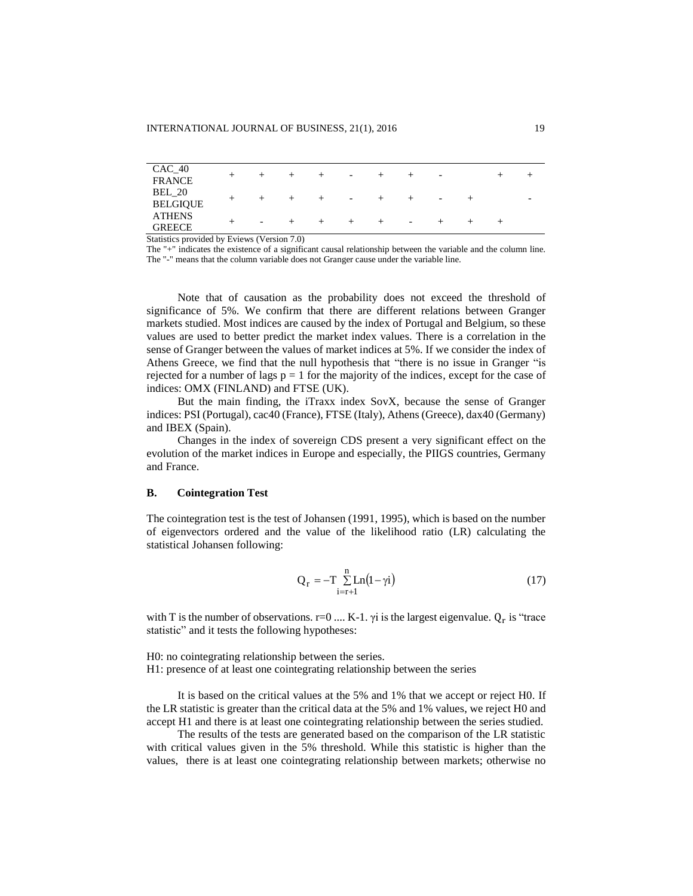| | | | | | | | | | | | |
|---|---|---|---|---|---|---|---|---|---|---|---|
| CAC_40 FRANCE | + | + | + | + | - | + | + | - | | + | + |
| BEL_20 BELGIQUE | + | + | + | + | - | + | + | - | + | | - |
| ATHENS GREECE | + | - | + | + | + | + | - | + | + | + | |

Statistics provided by Eviews (Version 7.0)
The "+" indicates the existence of a significant causal relationship between the variable and the column line. The "-" means that the column variable does not Granger cause under the variable line.

Note that of causation as the probability does not exceed the threshold of significance of 5%. We confirm that there are different relations between Granger markets studied. Most indices are caused by the index of Portugal and Belgium, so these values are used to better predict the market index values. There is a correlation in the sense of Granger between the values of market indices at 5%. If we consider the index of Athens Greece, we find that the null hypothesis that "there is no issue in Granger "is rejected for a number of lags $p = 1$ for the majority of the indices, except for the case of indices: OMX (FINLAND) and FTSE (UK).

But the main finding, the iTraxx index SovX, because the sense of Granger indices: PSI (Portugal), cac40 (France), FTSE (Italy), Athens (Greece), dax40 (Germany) and IBEX (Spain).

Changes in the index of sovereign CDS present a very significant effect on the evolution of the market indices in Europe and especially, the PIIGS countries, Germany and France.

### B. Cointegration Test

The cointegration test is the test of Johansen (1991, 1995), which is based on the number of eigenvectors ordered and the value of the likelihood ratio (LR) calculating the statistical Johansen following:

$$Q_r = -T \sum_{i=r+1}^{n} Ln(1-\gamma i) \tag{17}$$

with T is the number of observations. r=0 .... K-1. $\gamma i$ is the largest eigenvalue. $Q_r$ is "trace statistic" and it tests the following hypotheses:

H0: no cointegrating relationship between the series.
H1: presence of at least one cointegrating relationship between the series

It is based on the critical values at the 5% and 1% that we accept or reject H0. If the LR statistic is greater than the critical data at the 5% and 1% values, we reject H0 and accept H1 and there is at least one cointegrating relationship between the series studied.

The results of the tests are generated based on the comparison of the LR statistic with critical values given in the 5% threshold. While this statistic is higher than the values, there is at least one cointegrating relationship between markets; otherwise no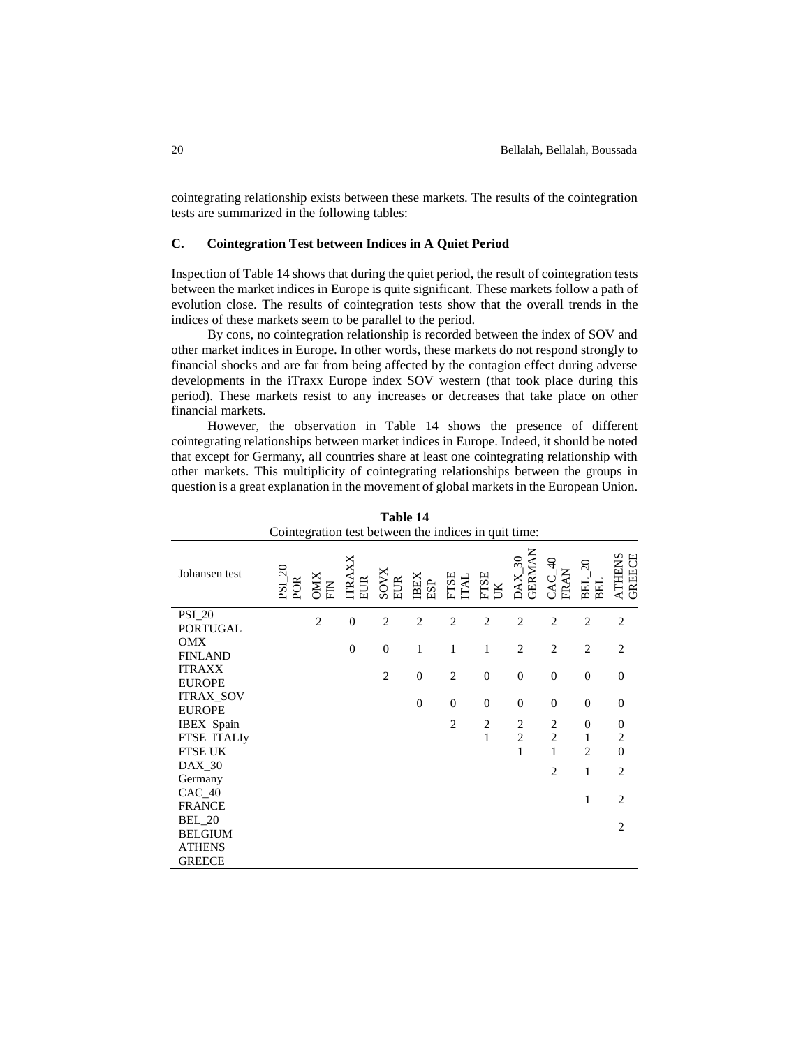cointegrating relationship exists between these markets. The results of the cointegration tests are summarized in the following tables:

### C. Cointegration Test between Indices in A Quiet Period

Inspection of Table 14 shows that during the quiet period, the result of cointegration tests between the market indices in Europe is quite significant. These markets follow a path of evolution close. The results of cointegration tests show that the overall trends in the indices of these markets seem to be parallel to the period.

By cons, no cointegration relationship is recorded between the index of SOV and other market indices in Europe. In other words, these markets do not respond strongly to financial shocks and are far from being affected by the contagion effect during adverse developments in the iTraxx Europe index SOV western (that took place during this period). These markets resist to any increases or decreases that take place on other financial markets.

However, the observation in Table 14 shows the presence of different cointegrating relationships between market indices in Europe. Indeed, it should be noted that except for Germany, all countries share at least one cointegrating relationship with other markets. This multiplicity of cointegrating relationships between the groups in question is a great explanation in the movement of global markets in the European Union.

**Table 14**
Cointegration test between the indices in quit time:

| Johansen test | PSI_20 POR | OMX FIN | ITRAXX EUR | SOVX EUR | IBEX ESP | FTSE ITAL | FTSE UK | DAX_30 GERMAN | CAC_40 FRAN | BEL_20 BEL | ATHENS GREECE |
|---|---|---|---|---|---|---|---|---|---|---|---|
| PSI_20 PORTUGAL | | 2 | 0 | 2 | 2 | 2 | 2 | 2 | 2 | 2 | 2 |
| OMX FINLAND | | | 0 | 0 | 1 | 1 | 1 | 2 | 2 | 2 | 2 |
| ITRAXX EUROPE | | | | 2 | 0 | 2 | 0 | 0 | 0 | 0 | 0 |
| ITRAX_SOV EUROPE | | | | | 0 | 0 | 0 | 0 | 0 | 0 | 0 |
| IBEX Spain | | | | | | 2 | 2 | 2 | 2 | 0 | 0 |
| FTSE ITALIy | | | | | | | 1 | 2 | 2 | 1 | 2 |
| FTSE UK | | | | | | | | 1 | 1 | 2 | 0 |
| DAX_30 Germany | | | | | | | | | 2 | 1 | 2 |
| CAC_40 FRANCE | | | | | | | | | | 1 | 2 |
| BEL_20 BELGIUM | | | | | | | | | | | 2 |
| ATHENS GREECE | | | | | | | | | | | |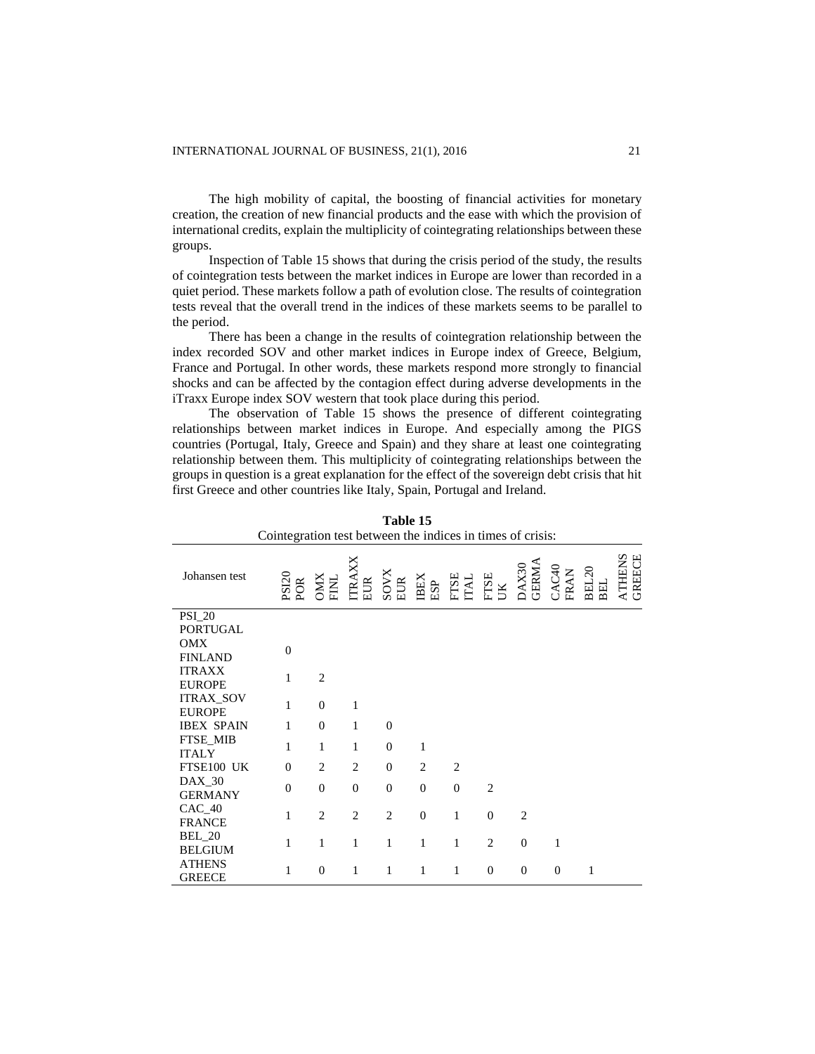The high mobility of capital, the boosting of financial activities for monetary creation, the creation of new financial products and the ease with which the provision of international credits, explain the multiplicity of cointegrating relationships between these groups.

Inspection of Table 15 shows that during the crisis period of the study, the results of cointegration tests between the market indices in Europe are lower than recorded in a quiet period. These markets follow a path of evolution close. The results of cointegration tests reveal that the overall trend in the indices of these markets seems to be parallel to the period.

There has been a change in the results of cointegration relationship between the index recorded SOV and other market indices in Europe index of Greece, Belgium, France and Portugal. In other words, these markets respond more strongly to financial shocks and can be affected by the contagion effect during adverse developments in the iTraxx Europe index SOV western that took place during this period.

The observation of Table 15 shows the presence of different cointegrating relationships between market indices in Europe. And especially among the PIGS countries (Portugal, Italy, Greece and Spain) and they share at least one cointegrating relationship between them. This multiplicity of cointegrating relationships between the groups in question is a great explanation for the effect of the sovereign debt crisis that hit first Greece and other countries like Italy, Spain, Portugal and Ireland.

**Table 15**
Cointegration test between the indices in times of crisis:

| Johansen test | PSI20 POR | OMX FINL | ITRAXX EUR | SOVX EUR | IBEX ESP | FTSE ITAL | FTSE UK | DAX30 GERMA | CAC40 FRAN | BEL20 BEL | ATHENS GREECE |
|---|---|---|---|---|---|---|---|---|---|---|---|
| PSI_20 PORTUGAL | | | | | | | | | | | |
| OMX FINLAND | 0 | | | | | | | | | | |
| ITRAXX EUROPE | 1 | 2 | | | | | | | | | |
| ITRAX_SOV EUROPE | 1 | 0 | 1 | | | | | | | | |
| IBEX SPAIN | 1 | 0 | 1 | 0 | | | | | | | |
| FTSE_MIB ITALY | 1 | 1 | 1 | 0 | 1 | | | | | | |
| FTSE100 UK | 0 | 2 | 2 | 0 | 2 | 2 | | | | | |
| DAX_30 GERMANY | 0 | 0 | 0 | 0 | 0 | 0 | 2 | | | | |
| CAC_40 FRANCE | 1 | 2 | 2 | 2 | 0 | 1 | 0 | 2 | | | |
| BEL_20 BELGIUM | 1 | 1 | 1 | 1 | 1 | 1 | 2 | 0 | 1 | | |
| ATHENS GREECE | 1 | 0 | 1 | 1 | 1 | 1 | 0 | 0 | 0 | 1 | |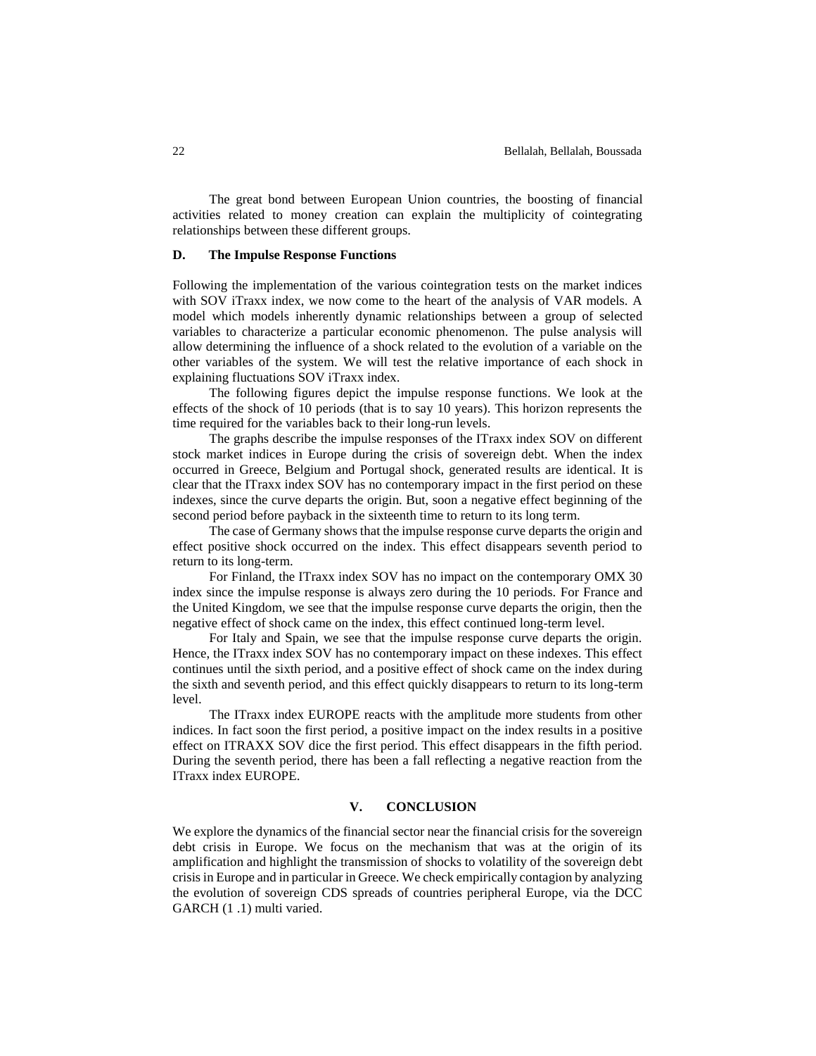The great bond between European Union countries, the boosting of financial activities related to money creation can explain the multiplicity of cointegrating relationships between these different groups.

### D. The Impulse Response Functions

Following the implementation of the various cointegration tests on the market indices with SOV iTraxx index, we now come to the heart of the analysis of VAR models. A model which models inherently dynamic relationships between a group of selected variables to characterize a particular economic phenomenon. The pulse analysis will allow determining the influence of a shock related to the evolution of a variable on the other variables of the system. We will test the relative importance of each shock in explaining fluctuations SOV iTraxx index.

The following figures depict the impulse response functions. We look at the effects of the shock of 10 periods (that is to say 10 years). This horizon represents the time required for the variables back to their long-run levels.

The graphs describe the impulse responses of the ITraxx index SOV on different stock market indices in Europe during the crisis of sovereign debt. When the index occurred in Greece, Belgium and Portugal shock, generated results are identical. It is clear that the ITraxx index SOV has no contemporary impact in the first period on these indexes, since the curve departs the origin. But, soon a negative effect beginning of the second period before payback in the sixteenth time to return to its long term.

The case of Germany shows that the impulse response curve departs the origin and effect positive shock occurred on the index. This effect disappears seventh period to return to its long-term.

For Finland, the ITraxx index SOV has no impact on the contemporary OMX 30 index since the impulse response is always zero during the 10 periods. For France and the United Kingdom, we see that the impulse response curve departs the origin, then the negative effect of shock came on the index, this effect continued long-term level.

For Italy and Spain, we see that the impulse response curve departs the origin. Hence, the ITraxx index SOV has no contemporary impact on these indexes. This effect continues until the sixth period, and a positive effect of shock came on the index during the sixth and seventh period, and this effect quickly disappears to return to its long-term level.

The ITraxx index EUROPE reacts with the amplitude more students from other indices. In fact soon the first period, a positive impact on the index results in a positive effect on ITRAXX SOV dice the first period. This effect disappears in the fifth period. During the seventh period, there has been a fall reflecting a negative reaction from the ITraxx index EUROPE.

## V. CONCLUSION

We explore the dynamics of the financial sector near the financial crisis for the sovereign debt crisis in Europe. We focus on the mechanism that was at the origin of its amplification and highlight the transmission of shocks to volatility of the sovereign debt crisis in Europe and in particular in Greece. We check empirically contagion by analyzing the evolution of sovereign CDS spreads of countries peripheral Europe, via the DCC GARCH (1 .1) multi varied.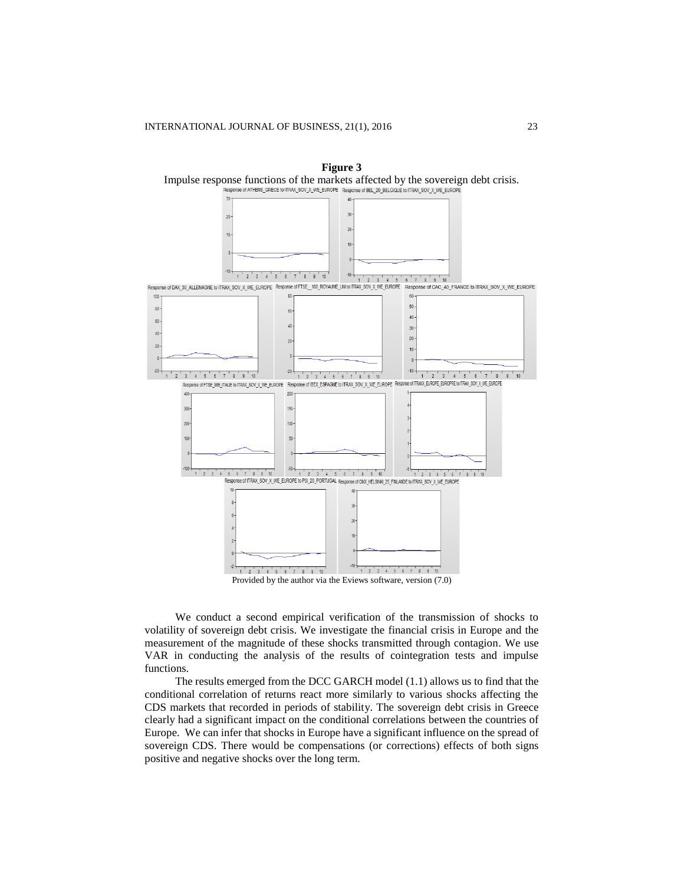**Figure 3**

Impulse response functions of the markets affected by the sovereign debt crisis.

Provided by the author via the Eviews software, version (7.0)

We conduct a second empirical verification of the transmission of shocks to volatility of sovereign debt crisis. We investigate the financial crisis in Europe and the measurement of the magnitude of these shocks transmitted through contagion. We use VAR in conducting the analysis of the results of cointegration tests and impulse functions.

The results emerged from the DCC GARCH model (1.1) allows us to find that the conditional correlation of returns react more similarly to various shocks affecting the CDS markets that recorded in periods of stability. The sovereign debt crisis in Greece clearly had a significant impact on the conditional correlations between the countries of Europe. We can infer that shocks in Europe have a significant influence on the spread of sovereign CDS. There would be compensations (or corrections) effects of both signs positive and negative shocks over the long term.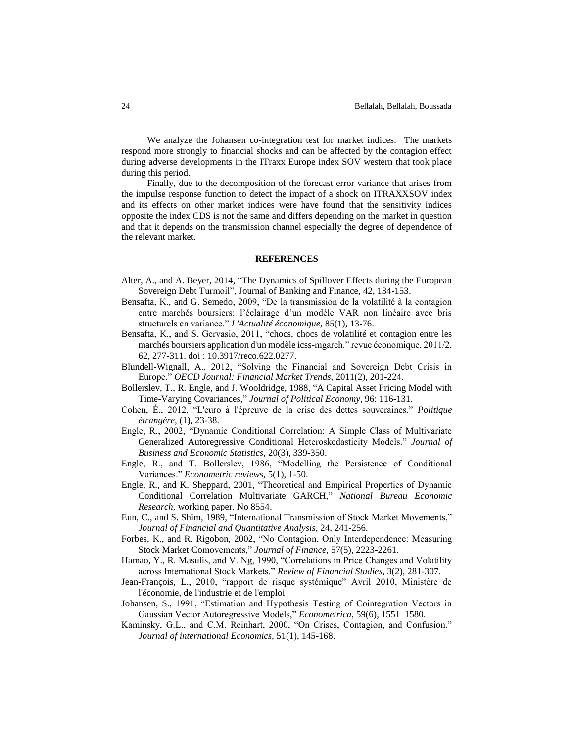We analyze the Johansen co-integration test for market indices. The markets respond more strongly to financial shocks and can be affected by the contagion effect during adverse developments in the ITraxx Europe index SOV western that took place during this period.

Finally, due to the decomposition of the forecast error variance that arises from the impulse response function to detect the impact of a shock on ITRAXXSOV index and its effects on other market indices were have found that the sensitivity indices opposite the index CDS is not the same and differs depending on the market in question and that it depends on the transmission channel especially the degree of dependence of the relevant market.

## REFERENCES

Alter, A., and A. Beyer, 2014, "The Dynamics of Spillover Effects during the European Sovereign Debt Turmoil", Journal of Banking and Finance, 42, 134-153.

Bensafta, K., and G. Semedo, 2009, "De la transmission de la volatilité à la contagion entre marchés boursiers: l'éclairage d'un modèle VAR non linéaire avec bris structurels en variance." *L'Actualité économique,* 85(1), 13-76.

Bensafta, K., and S. Gervasio, 2011, "chocs, chocs de volatilité et contagion entre les marchés boursiers application d'un modèle icss-mgarch." revue économique, 2011/2, 62, 277-311. doi : 10.3917/reco.622.0277.

Blundell-Wignall, A., 2012, "Solving the Financial and Sovereign Debt Crisis in Europe." *OECD Journal: Financial Market Trends,* 2011(2), 201-224.

Bollerslev, T., R. Engle, and J. Wooldridge, 1988, "A Capital Asset Pricing Model with Time-Varying Covariances," *Journal of Political Economy,* 96: 116-131.

Cohen, É., 2012, "L'euro à l'épreuve de la crise des dettes souveraines." *Politique étrangère,* (1), 23-38.

Engle, R., 2002, "Dynamic Conditional Correlation: A Simple Class of Multivariate Generalized Autoregressive Conditional Heteroskedasticity Models." *Journal of Business and Economic Statistics,* 20(3), 339-350.

Engle, R., and T. Bollerslev, 1986, "Modelling the Persistence of Conditional Variances." *Econometric reviews,* 5(1), 1-50.

Engle, R., and K. Sheppard, 2001, "Theoretical and Empirical Properties of Dynamic Conditional Correlation Multivariate GARCH," *National Bureau Economic Research,* working paper, No 8554.

Eun, C., and S. Shim, 1989, "International Transmission of Stock Market Movements," *Journal of Financial and Quantitative Analysis,* 24, 241-256.

Forbes, K., and R. Rigobon, 2002, "No Contagion, Only Interdependence: Measuring Stock Market Comovements," *Journal of Finance,* 57(5), 2223-2261.

Hamao, Y., R. Masulis, and V. Ng, 1990, "Correlations in Price Changes and Volatility across International Stock Markets." *Review of Financial Studies,* 3(2), 281-307.

Jean-François, L., 2010, "rapport de risque systémique" Avril 2010, Ministère de l'économie, de l'industrie et de l'emploi

Johansen, S., 1991, "Estimation and Hypothesis Testing of Cointegration Vectors in Gaussian Vector Autoregressive Models," *Econometrica,* 59(6), 1551–1580.

Kaminsky, G.L., and C.M. Reinhart, 2000, "On Crises, Contagion, and Confusion." *Journal of international Economics,* 51(1), 145-168.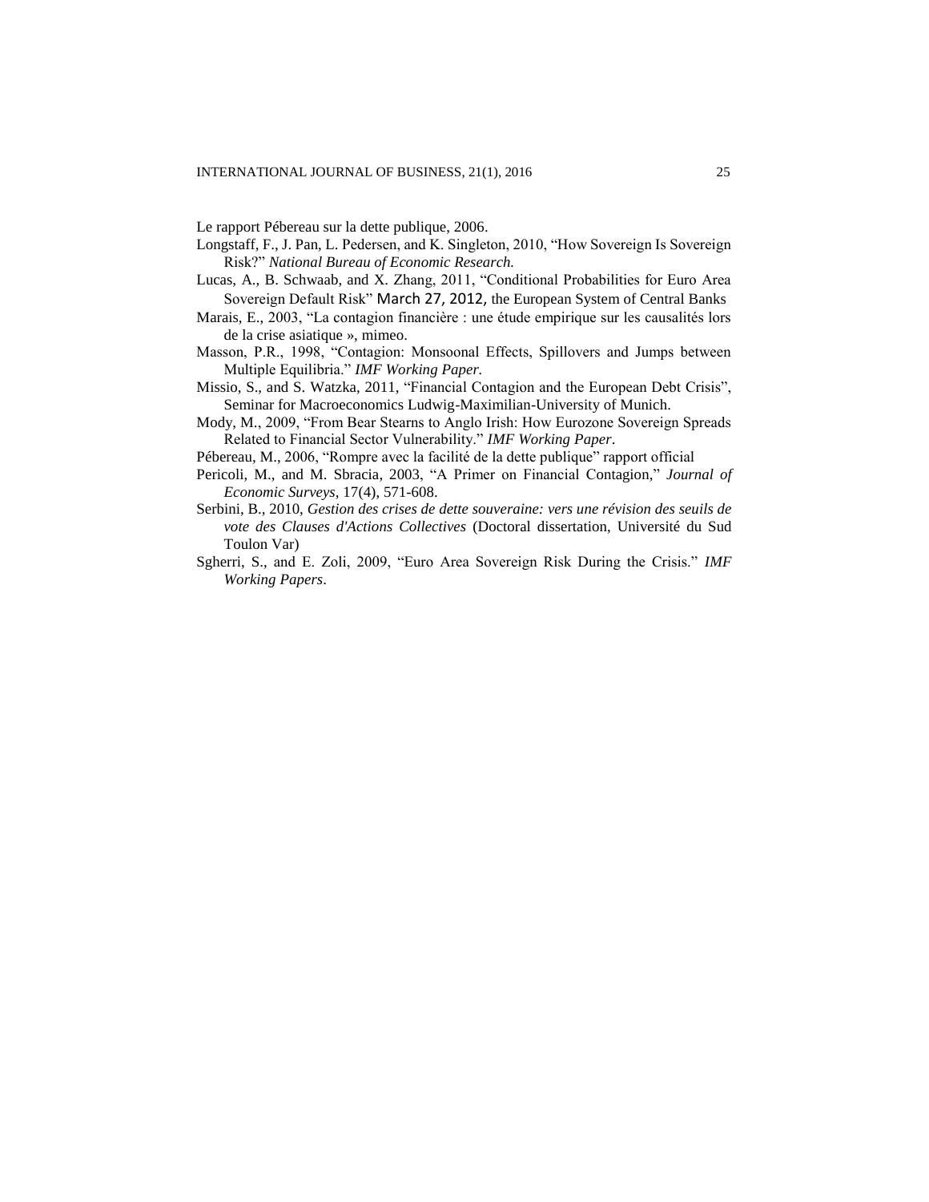Le rapport Pébereau sur la dette publique, 2006.

Longstaff, F., J. Pan, L. Pedersen, and K. Singleton, 2010, "How Sovereign Is Sovereign Risk?" *National Bureau of Economic Research.*

Lucas, A., B. Schwaab, and X. Zhang, 2011, "Conditional Probabilities for Euro Area Sovereign Default Risk" March 27, 2012, the European System of Central Banks

Marais, E., 2003, "La contagion financière : une étude empirique sur les causalités lors de la crise asiatique », mimeo.

Masson, P.R., 1998, "Contagion: Monsoonal Effects, Spillovers and Jumps between Multiple Equilibria." *IMF Working Paper.*

Missio, S., and S. Watzka, 2011, "Financial Contagion and the European Debt Crisis", Seminar for Macroeconomics Ludwig-Maximilian-University of Munich.

Mody, M., 2009, "From Bear Stearns to Anglo Irish: How Eurozone Sovereign Spreads Related to Financial Sector Vulnerability." *IMF Working Paper*.

Pébereau, M., 2006, "Rompre avec la facilité de la dette publique" rapport official

Pericoli, M., and M. Sbracia, 2003, "A Primer on Financial Contagion," *Journal of Economic Surveys*, 17(4), 571-608.

Serbini, B., 2010, *Gestion des crises de dette souveraine: vers une révision des seuils de vote des Clauses d'Actions Collectives* (Doctoral dissertation, Université du Sud Toulon Var)

Sgherri, S., and E. Zoli, 2009, "Euro Area Sovereign Risk During the Crisis." *IMF Working Papers*.